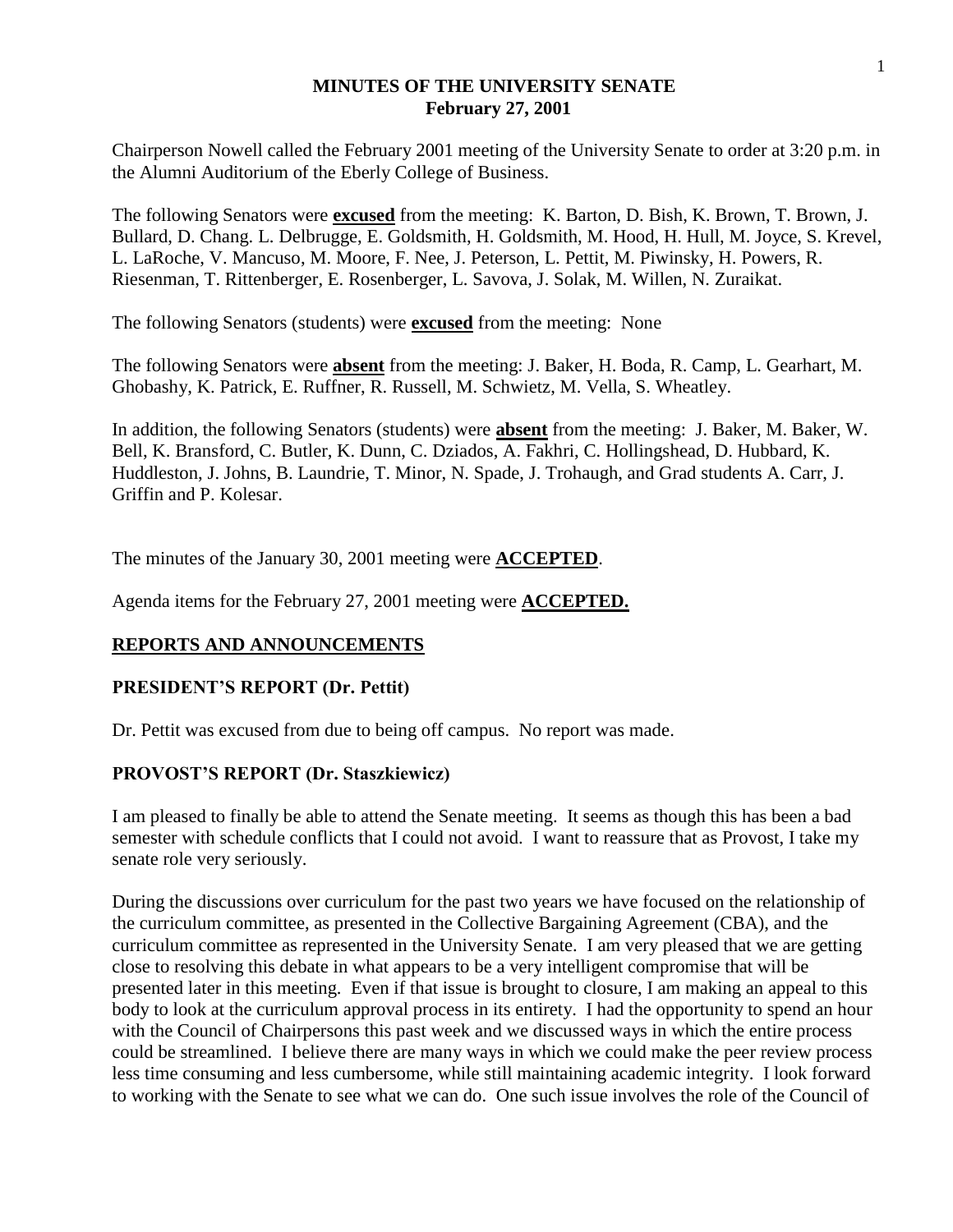# MINUTES OF THE UNIVERSITY SENATE
## February 27, 2001

Chairperson Nowell called the February 2001 meeting of the University Senate to order at 3:20 p.m. in the Alumni Auditorium of the Eberly College of Business.

The following Senators were **excused** from the meeting: K. Barton, D. Bish, K. Brown, T. Brown, J. Bullard, D. Chang. L. Delbrugge, E. Goldsmith, H. Goldsmith, M. Hood, H. Hull, M. Joyce, S. Krevel, L. LaRoche, V. Mancuso, M. Moore, F. Nee, J. Peterson, L. Pettit, M. Piwinsky, H. Powers, R. Riesenman, T. Rittenberger, E. Rosenberger, L. Savova, J. Solak, M. Willen, N. Zuraikat.

The following Senators (students) were **excused** from the meeting: None

The following Senators were **absent** from the meeting: J. Baker, H. Boda, R. Camp, L. Gearhart, M. Ghobashy, K. Patrick, E. Ruffner, R. Russell, M. Schwietz, M. Vella, S. Wheatley.

In addition, the following Senators (students) were **absent** from the meeting: J. Baker, M. Baker, W. Bell, K. Bransford, C. Butler, K. Dunn, C. Dziados, A. Fakhri, C. Hollingshead, D. Hubbard, K. Huddleston, J. Johns, B. Laundrie, T. Minor, N. Spade, J. Trohaugh, and Grad students A. Carr, J. Griffin and P. Kolesar.

The minutes of the January 30, 2001 meeting were **ACCEPTED**.

Agenda items for the February 27, 2001 meeting were **ACCEPTED.**

## REPORTS AND ANNOUNCEMENTS

### PRESIDENT'S REPORT (Dr. Pettit)

Dr. Pettit was excused from due to being off campus. No report was made.

### PROVOST'S REPORT (Dr. Staszkiewicz)

I am pleased to finally be able to attend the Senate meeting. It seems as though this has been a bad semester with schedule conflicts that I could not avoid. I want to reassure that as Provost, I take my senate role very seriously.

During the discussions over curriculum for the past two years we have focused on the relationship of the curriculum committee, as presented in the Collective Bargaining Agreement (CBA), and the curriculum committee as represented in the University Senate. I am very pleased that we are getting close to resolving this debate in what appears to be a very intelligent compromise that will be presented later in this meeting. Even if that issue is brought to closure, I am making an appeal to this body to look at the curriculum approval process in its entirety. I had the opportunity to spend an hour with the Council of Chairpersons this past week and we discussed ways in which the entire process could be streamlined. I believe there are many ways in which we could make the peer review process less time consuming and less cumbersome, while still maintaining academic integrity. I look forward to working with the Senate to see what we can do. One such issue involves the role of the Council of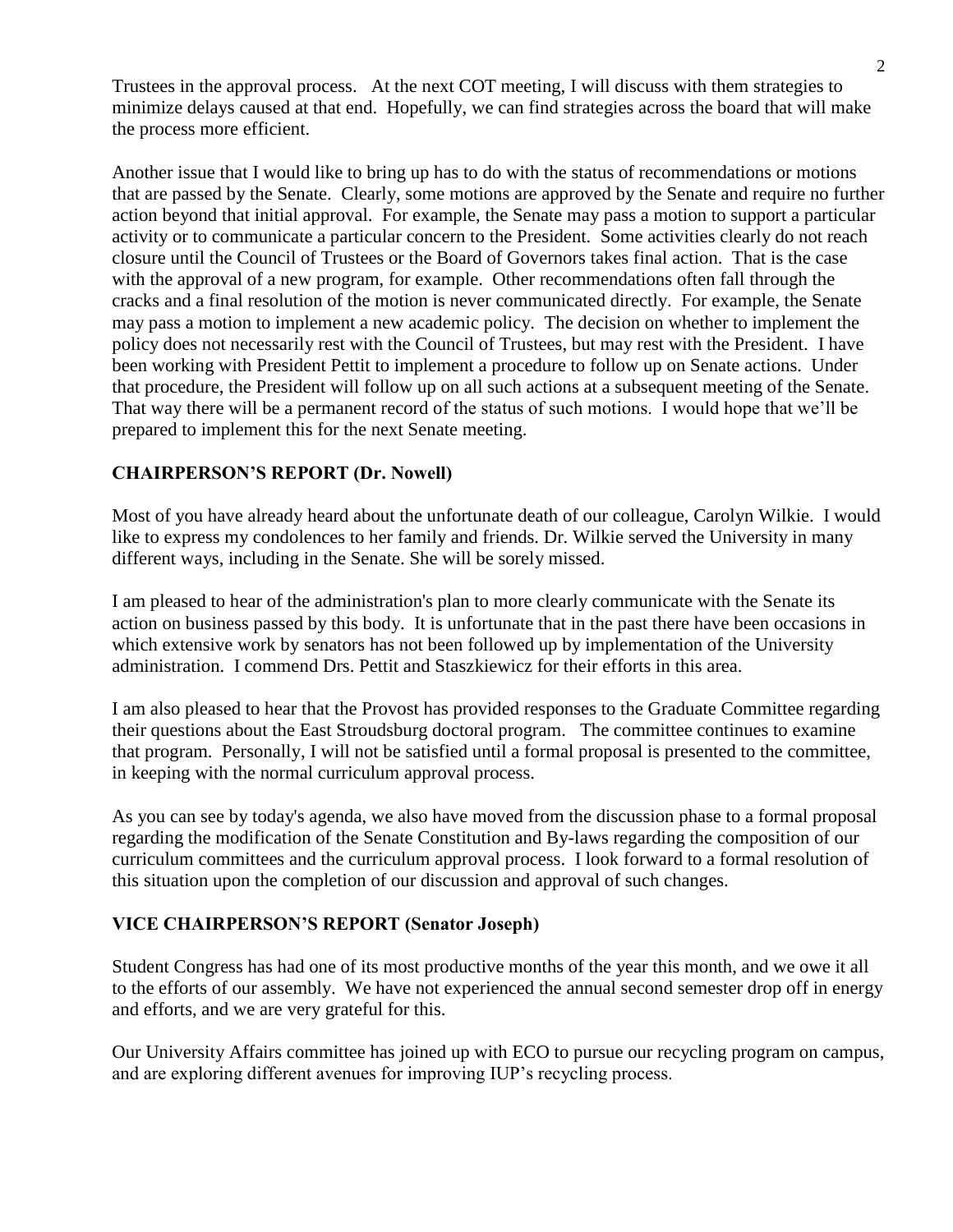Trustees in the approval process. At the next COT meeting, I will discuss with them strategies to minimize delays caused at that end. Hopefully, we can find strategies across the board that will make the process more efficient.

Another issue that I would like to bring up has to do with the status of recommendations or motions that are passed by the Senate. Clearly, some motions are approved by the Senate and require no further action beyond that initial approval. For example, the Senate may pass a motion to support a particular activity or to communicate a particular concern to the President. Some activities clearly do not reach closure until the Council of Trustees or the Board of Governors takes final action. That is the case with the approval of a new program, for example. Other recommendations often fall through the cracks and a final resolution of the motion is never communicated directly. For example, the Senate may pass a motion to implement a new academic policy. The decision on whether to implement the policy does not necessarily rest with the Council of Trustees, but may rest with the President. I have been working with President Pettit to implement a procedure to follow up on Senate actions. Under that procedure, the President will follow up on all such actions at a subsequent meeting of the Senate. That way there will be a permanent record of the status of such motions. I would hope that we'll be prepared to implement this for the next Senate meeting.

**CHAIRPERSON'S REPORT (Dr. Nowell)**

Most of you have already heard about the unfortunate death of our colleague, Carolyn Wilkie. I would like to express my condolences to her family and friends. Dr. Wilkie served the University in many different ways, including in the Senate. She will be sorely missed.

I am pleased to hear of the administration's plan to more clearly communicate with the Senate its action on business passed by this body. It is unfortunate that in the past there have been occasions in which extensive work by senators has not been followed up by implementation of the University administration. I commend Drs. Pettit and Staszkiewicz for their efforts in this area.

I am also pleased to hear that the Provost has provided responses to the Graduate Committee regarding their questions about the East Stroudsburg doctoral program. The committee continues to examine that program. Personally, I will not be satisfied until a formal proposal is presented to the committee, in keeping with the normal curriculum approval process.

As you can see by today's agenda, we also have moved from the discussion phase to a formal proposal regarding the modification of the Senate Constitution and By-laws regarding the composition of our curriculum committees and the curriculum approval process. I look forward to a formal resolution of this situation upon the completion of our discussion and approval of such changes.

**VICE CHAIRPERSON'S REPORT (Senator Joseph)**

Student Congress has had one of its most productive months of the year this month, and we owe it all to the efforts of our assembly. We have not experienced the annual second semester drop off in energy and efforts, and we are very grateful for this.

Our University Affairs committee has joined up with ECO to pursue our recycling program on campus, and are exploring different avenues for improving IUP's recycling process.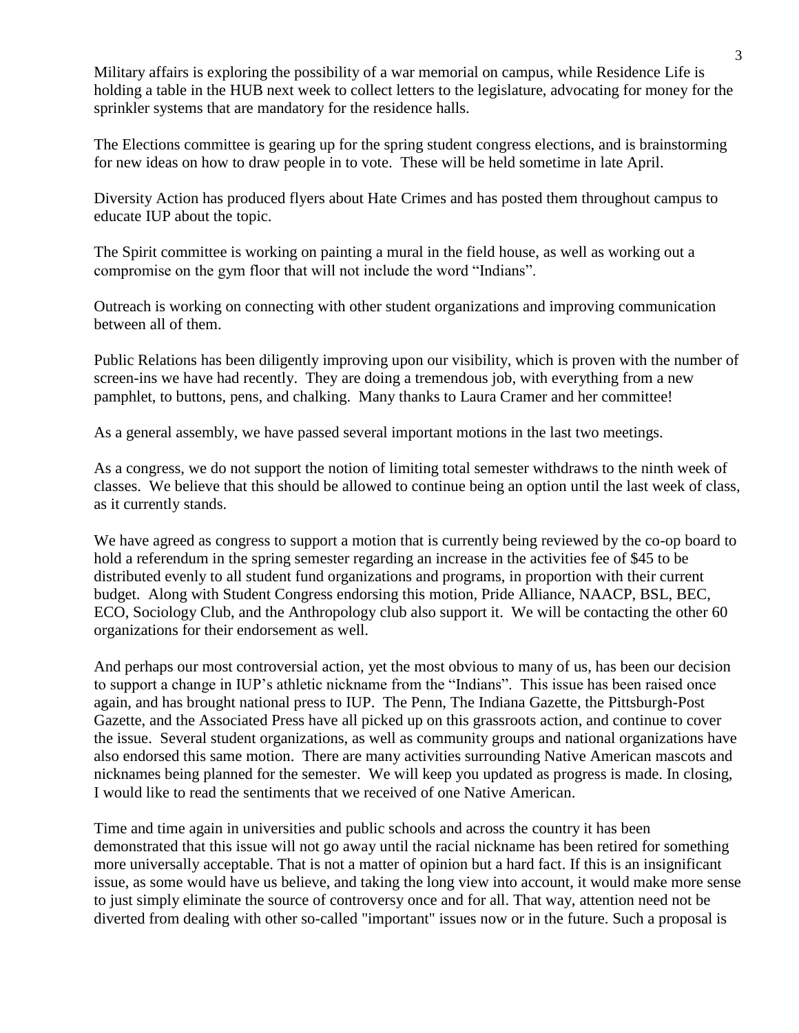Military affairs is exploring the possibility of a war memorial on campus, while Residence Life is holding a table in the HUB next week to collect letters to the legislature, advocating for money for the sprinkler systems that are mandatory for the residence halls.

The Elections committee is gearing up for the spring student congress elections, and is brainstorming for new ideas on how to draw people in to vote. These will be held sometime in late April.

Diversity Action has produced flyers about Hate Crimes and has posted them throughout campus to educate IUP about the topic.

The Spirit committee is working on painting a mural in the field house, as well as working out a compromise on the gym floor that will not include the word "Indians".

Outreach is working on connecting with other student organizations and improving communication between all of them.

Public Relations has been diligently improving upon our visibility, which is proven with the number of screen-ins we have had recently. They are doing a tremendous job, with everything from a new pamphlet, to buttons, pens, and chalking. Many thanks to Laura Cramer and her committee!

As a general assembly, we have passed several important motions in the last two meetings.

As a congress, we do not support the notion of limiting total semester withdraws to the ninth week of classes. We believe that this should be allowed to continue being an option until the last week of class, as it currently stands.

We have agreed as congress to support a motion that is currently being reviewed by the co-op board to hold a referendum in the spring semester regarding an increase in the activities fee of $45 to be distributed evenly to all student fund organizations and programs, in proportion with their current budget. Along with Student Congress endorsing this motion, Pride Alliance, NAACP, BSL, BEC, ECO, Sociology Club, and the Anthropology club also support it. We will be contacting the other 60 organizations for their endorsement as well.

And perhaps our most controversial action, yet the most obvious to many of us, has been our decision to support a change in IUP's athletic nickname from the "Indians". This issue has been raised once again, and has brought national press to IUP. The Penn, The Indiana Gazette, the Pittsburgh-Post Gazette, and the Associated Press have all picked up on this grassroots action, and continue to cover the issue. Several student organizations, as well as community groups and national organizations have also endorsed this same motion. There are many activities surrounding Native American mascots and nicknames being planned for the semester. We will keep you updated as progress is made. In closing, I would like to read the sentiments that we received of one Native American.

Time and time again in universities and public schools and across the country it has been demonstrated that this issue will not go away until the racial nickname has been retired for something more universally acceptable. That is not a matter of opinion but a hard fact. If this is an insignificant issue, as some would have us believe, and taking the long view into account, it would make more sense to just simply eliminate the source of controversy once and for all. That way, attention need not be diverted from dealing with other so-called "important" issues now or in the future. Such a proposal is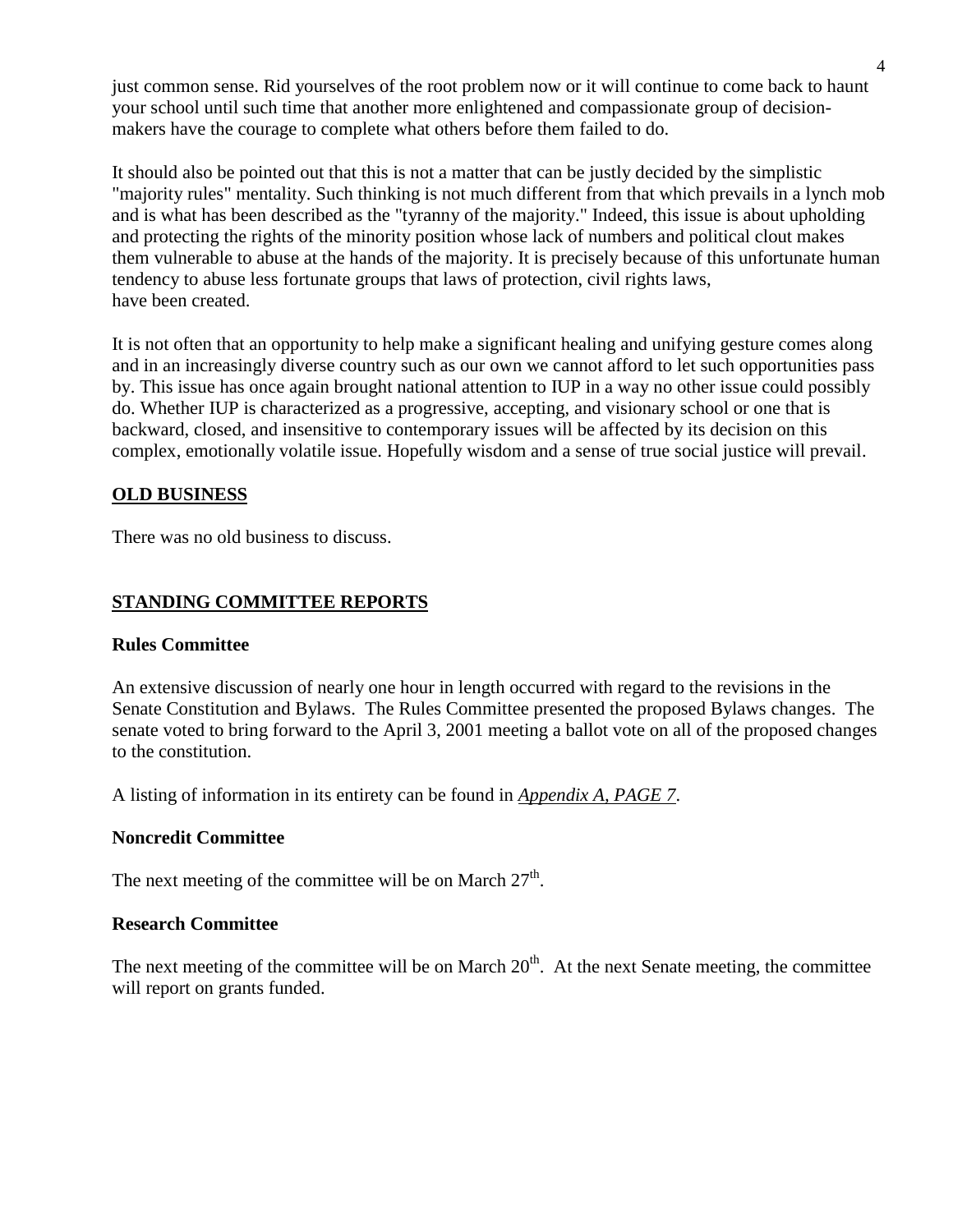just common sense. Rid yourselves of the root problem now or it will continue to come back to haunt your school until such time that another more enlightened and compassionate group of decision-makers have the courage to complete what others before them failed to do.

It should also be pointed out that this is not a matter that can be justly decided by the simplistic "majority rules" mentality. Such thinking is not much different from that which prevails in a lynch mob and is what has been described as the "tyranny of the majority." Indeed, this issue is about upholding and protecting the rights of the minority position whose lack of numbers and political clout makes them vulnerable to abuse at the hands of the majority. It is precisely because of this unfortunate human tendency to abuse less fortunate groups that laws of protection, civil rights laws, have been created.

It is not often that an opportunity to help make a significant healing and unifying gesture comes along and in an increasingly diverse country such as our own we cannot afford to let such opportunities pass by. This issue has once again brought national attention to IUP in a way no other issue could possibly do. Whether IUP is characterized as a progressive, accepting, and visionary school or one that is backward, closed, and insensitive to contemporary issues will be affected by its decision on this complex, emotionally volatile issue. Hopefully wisdom and a sense of true social justice will prevail.

## OLD BUSINESS

There was no old business to discuss.

## STANDING COMMITTEE REPORTS

### Rules Committee

An extensive discussion of nearly one hour in length occurred with regard to the revisions in the Senate Constitution and Bylaws. The Rules Committee presented the proposed Bylaws changes. The senate voted to bring forward to the April 3, 2001 meeting a ballot vote on all of the proposed changes to the constitution.

A listing of information in its entirety can be found in *Appendix A, PAGE 7*.

### Noncredit Committee

The next meeting of the committee will be on March 27th.

### Research Committee

The next meeting of the committee will be on March 20th. At the next Senate meeting, the committee will report on grants funded.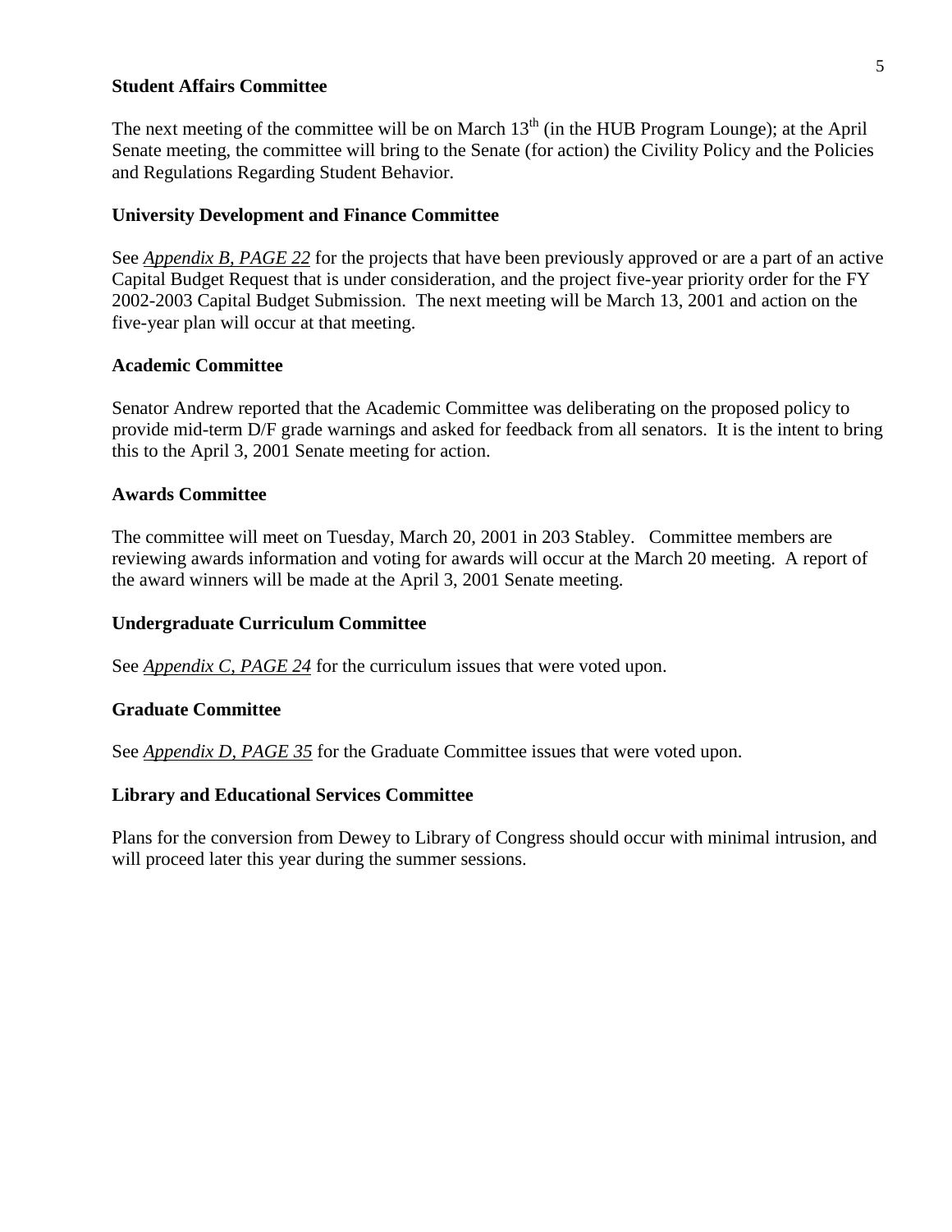**Student Affairs Committee**

The next meeting of the committee will be on March 13th (in the HUB Program Lounge); at the April Senate meeting, the committee will bring to the Senate (for action) the Civility Policy and the Policies and Regulations Regarding Student Behavior.

**University Development and Finance Committee**

See *Appendix B, PAGE 22* for the projects that have been previously approved or are a part of an active Capital Budget Request that is under consideration, and the project five-year priority order for the FY 2002-2003 Capital Budget Submission. The next meeting will be March 13, 2001 and action on the five-year plan will occur at that meeting.

**Academic Committee**

Senator Andrew reported that the Academic Committee was deliberating on the proposed policy to provide mid-term D/F grade warnings and asked for feedback from all senators. It is the intent to bring this to the April 3, 2001 Senate meeting for action.

**Awards Committee**

The committee will meet on Tuesday, March 20, 2001 in 203 Stabley. Committee members are reviewing awards information and voting for awards will occur at the March 20 meeting. A report of the award winners will be made at the April 3, 2001 Senate meeting.

**Undergraduate Curriculum Committee**

See *Appendix C, PAGE 24* for the curriculum issues that were voted upon.

**Graduate Committee**

See *Appendix D, PAGE 35* for the Graduate Committee issues that were voted upon.

**Library and Educational Services Committee**

Plans for the conversion from Dewey to Library of Congress should occur with minimal intrusion, and will proceed later this year during the summer sessions.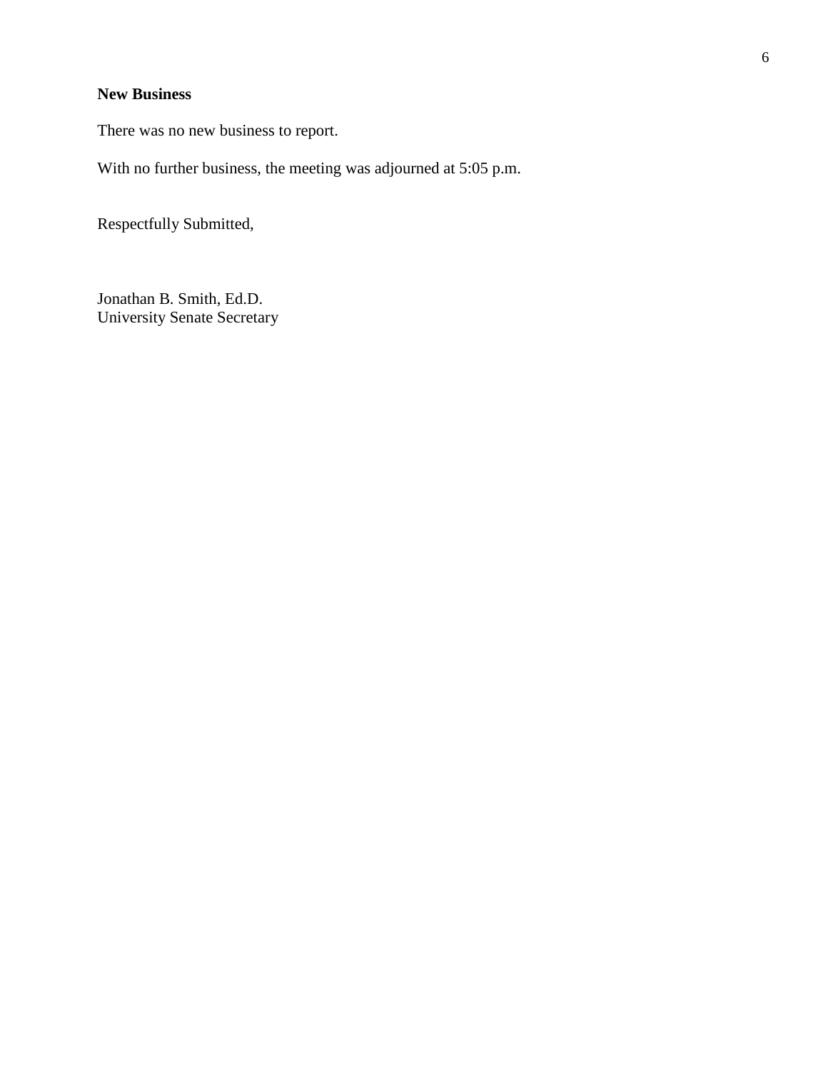**New Business**

There was no new business to report.

With no further business, the meeting was adjourned at 5:05 p.m.

Respectfully Submitted,

Jonathan B. Smith, Ed.D.
University Senate Secretary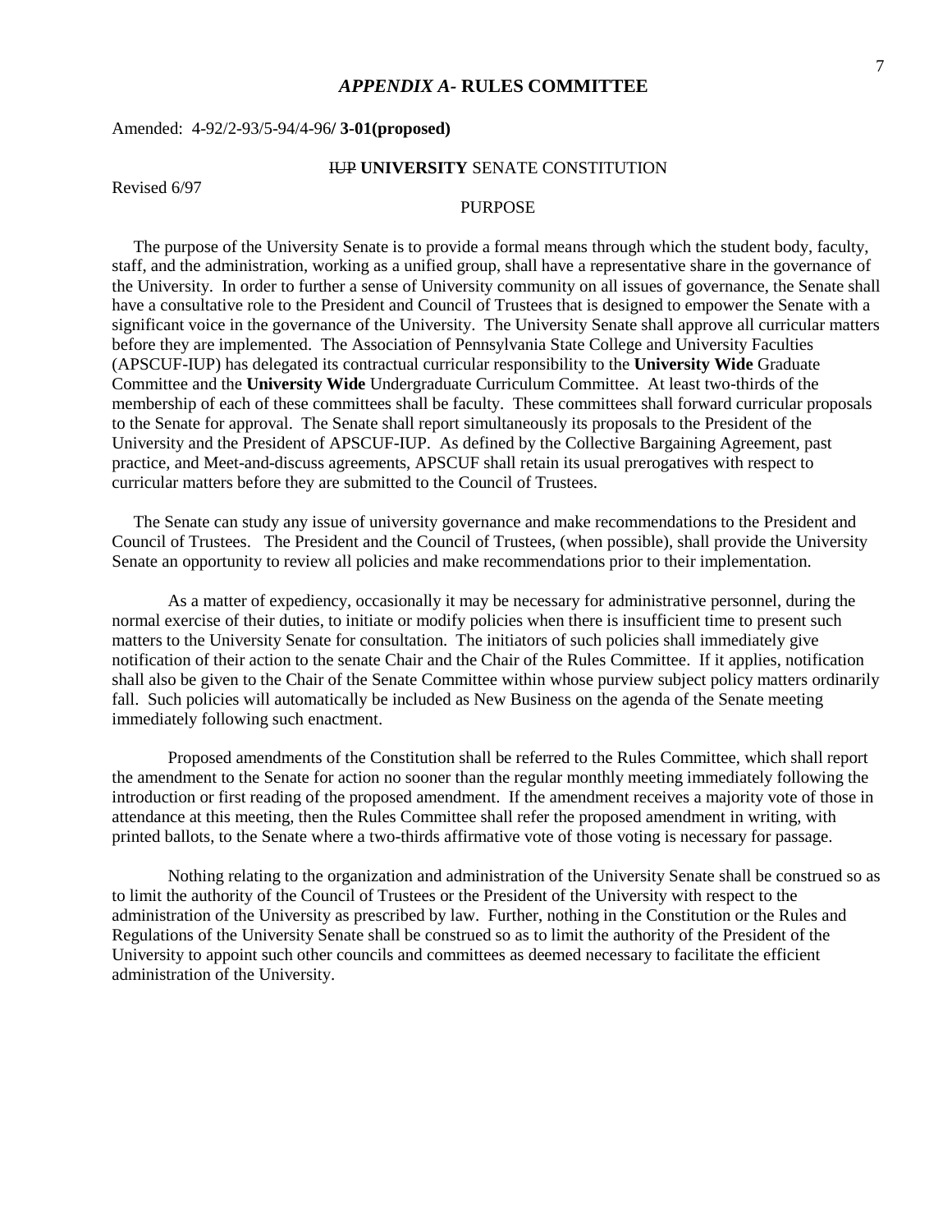## *APPENDIX A*- RULES COMMITTEE

Amended: 4-92/2-93/5-94/4-96**/ 3-01(proposed)**

~~IUP~~ **UNIVERSITY** SENATE CONSTITUTION

Revised 6/97

PURPOSE

The purpose of the University Senate is to provide a formal means through which the student body, faculty, staff, and the administration, working as a unified group, shall have a representative share in the governance of the University. In order to further a sense of University community on all issues of governance, the Senate shall have a consultative role to the President and Council of Trustees that is designed to empower the Senate with a significant voice in the governance of the University. The University Senate shall approve all curricular matters before they are implemented. The Association of Pennsylvania State College and University Faculties (APSCUF-IUP) has delegated its contractual curricular responsibility to the **University Wide** Graduate Committee and the **University Wide** Undergraduate Curriculum Committee. At least two-thirds of the membership of each of these committees shall be faculty. These committees shall forward curricular proposals to the Senate for approval. The Senate shall report simultaneously its proposals to the President of the University and the President of APSCUF-IUP. As defined by the Collective Bargaining Agreement, past practice, and Meet-and-discuss agreements, APSCUF shall retain its usual prerogatives with respect to curricular matters before they are submitted to the Council of Trustees.

The Senate can study any issue of university governance and make recommendations to the President and Council of Trustees. The President and the Council of Trustees, (when possible), shall provide the University Senate an opportunity to review all policies and make recommendations prior to their implementation.

As a matter of expediency, occasionally it may be necessary for administrative personnel, during the normal exercise of their duties, to initiate or modify policies when there is insufficient time to present such matters to the University Senate for consultation. The initiators of such policies shall immediately give notification of their action to the senate Chair and the Chair of the Rules Committee. If it applies, notification shall also be given to the Chair of the Senate Committee within whose purview subject policy matters ordinarily fall. Such policies will automatically be included as New Business on the agenda of the Senate meeting immediately following such enactment.

Proposed amendments of the Constitution shall be referred to the Rules Committee, which shall report the amendment to the Senate for action no sooner than the regular monthly meeting immediately following the introduction or first reading of the proposed amendment. If the amendment receives a majority vote of those in attendance at this meeting, then the Rules Committee shall refer the proposed amendment in writing, with printed ballots, to the Senate where a two-thirds affirmative vote of those voting is necessary for passage.

Nothing relating to the organization and administration of the University Senate shall be construed so as to limit the authority of the Council of Trustees or the President of the University with respect to the administration of the University as prescribed by law. Further, nothing in the Constitution or the Rules and Regulations of the University Senate shall be construed so as to limit the authority of the President of the University to appoint such other councils and committees as deemed necessary to facilitate the efficient administration of the University.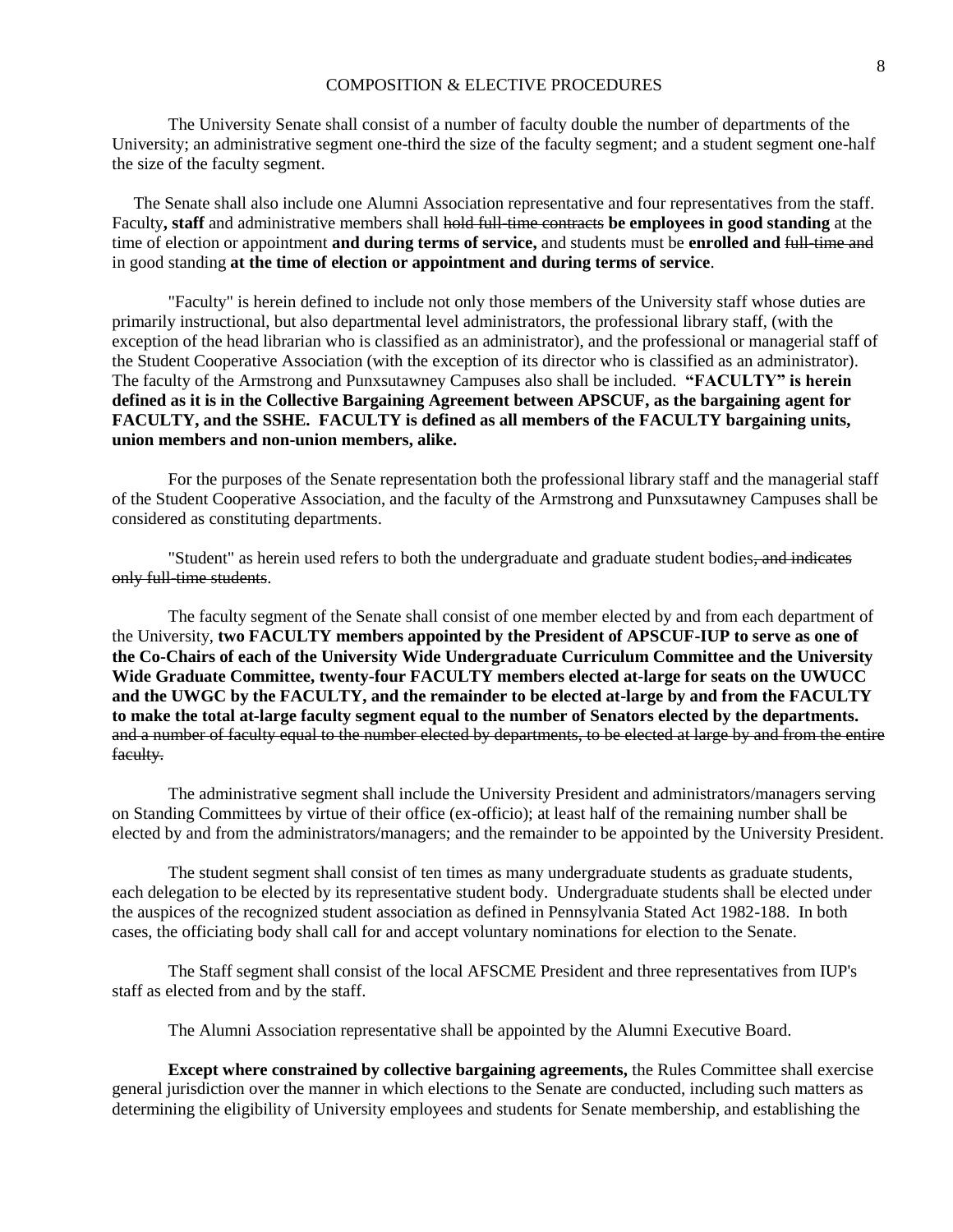# COMPOSITION & ELECTIVE PROCEDURES

The University Senate shall consist of a number of faculty double the number of departments of the University; an administrative segment one-third the size of the faculty segment; and a student segment one-half the size of the faculty segment.

The Senate shall also include one Alumni Association representative and four representatives from the staff. Faculty**, staff** and administrative members shall ~~hold full-time contracts~~ **be employees in good standing** at the time of election or appointment **and during terms of service,** and students must be **enrolled and** ~~full-time and~~ in good standing **at the time of election or appointment and during terms of service**.

"Faculty" is herein defined to include not only those members of the University staff whose duties are primarily instructional, but also departmental level administrators, the professional library staff, (with the exception of the head librarian who is classified as an administrator), and the professional or managerial staff of the Student Cooperative Association (with the exception of its director who is classified as an administrator). The faculty of the Armstrong and Punxsutawney Campuses also shall be included. **"FACULTY" is herein defined as it is in the Collective Bargaining Agreement between APSCUF, as the bargaining agent for FACULTY, and the SSHE. FACULTY is defined as all members of the FACULTY bargaining units, union members and non-union members, alike.**

For the purposes of the Senate representation both the professional library staff and the managerial staff of the Student Cooperative Association, and the faculty of the Armstrong and Punxsutawney Campuses shall be considered as constituting departments.

"Student" as herein used refers to both the undergraduate and graduate student bodies~~, and indicates only full-time students~~.

The faculty segment of the Senate shall consist of one member elected by and from each department of the University, **two FACULTY members appointed by the President of APSCUF-IUP to serve as one of the Co-Chairs of each of the University Wide Undergraduate Curriculum Committee and the University Wide Graduate Committee, twenty-four FACULTY members elected at-large for seats on the UWUCC and the UWGC by the FACULTY, and the remainder to be elected at-large by and from the FACULTY to make the total at-large faculty segment equal to the number of Senators elected by the departments.** ~~and a number of faculty equal to the number elected by departments, to be elected at large by and from the entire faculty.~~

The administrative segment shall include the University President and administrators/managers serving on Standing Committees by virtue of their office (ex-officio); at least half of the remaining number shall be elected by and from the administrators/managers; and the remainder to be appointed by the University President.

The student segment shall consist of ten times as many undergraduate students as graduate students, each delegation to be elected by its representative student body. Undergraduate students shall be elected under the auspices of the recognized student association as defined in Pennsylvania Stated Act 1982-188. In both cases, the officiating body shall call for and accept voluntary nominations for election to the Senate.

The Staff segment shall consist of the local AFSCME President and three representatives from IUP's staff as elected from and by the staff.

The Alumni Association representative shall be appointed by the Alumni Executive Board.

**Except where constrained by collective bargaining agreements,** the Rules Committee shall exercise general jurisdiction over the manner in which elections to the Senate are conducted, including such matters as determining the eligibility of University employees and students for Senate membership, and establishing the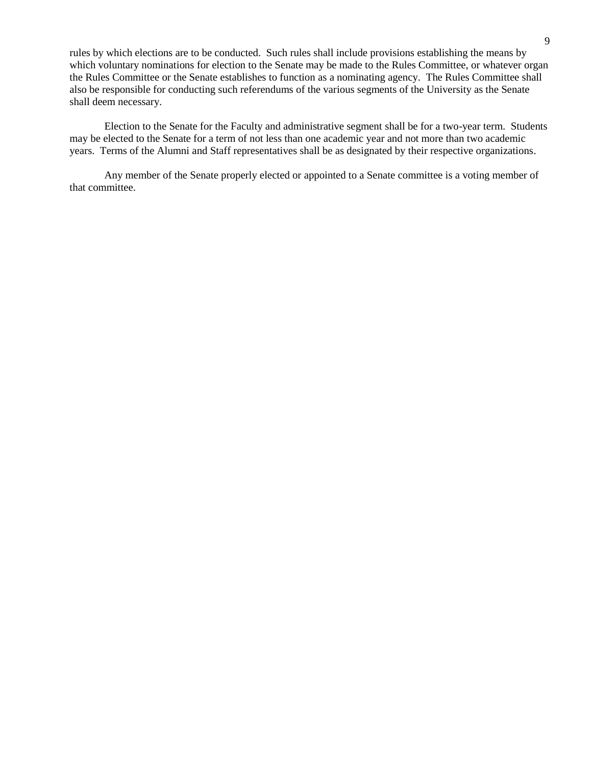rules by which elections are to be conducted. Such rules shall include provisions establishing the means by which voluntary nominations for election to the Senate may be made to the Rules Committee, or whatever organ the Rules Committee or the Senate establishes to function as a nominating agency. The Rules Committee shall also be responsible for conducting such referendums of the various segments of the University as the Senate shall deem necessary.

Election to the Senate for the Faculty and administrative segment shall be for a two-year term. Students may be elected to the Senate for a term of not less than one academic year and not more than two academic years. Terms of the Alumni and Staff representatives shall be as designated by their respective organizations.

Any member of the Senate properly elected or appointed to a Senate committee is a voting member of that committee.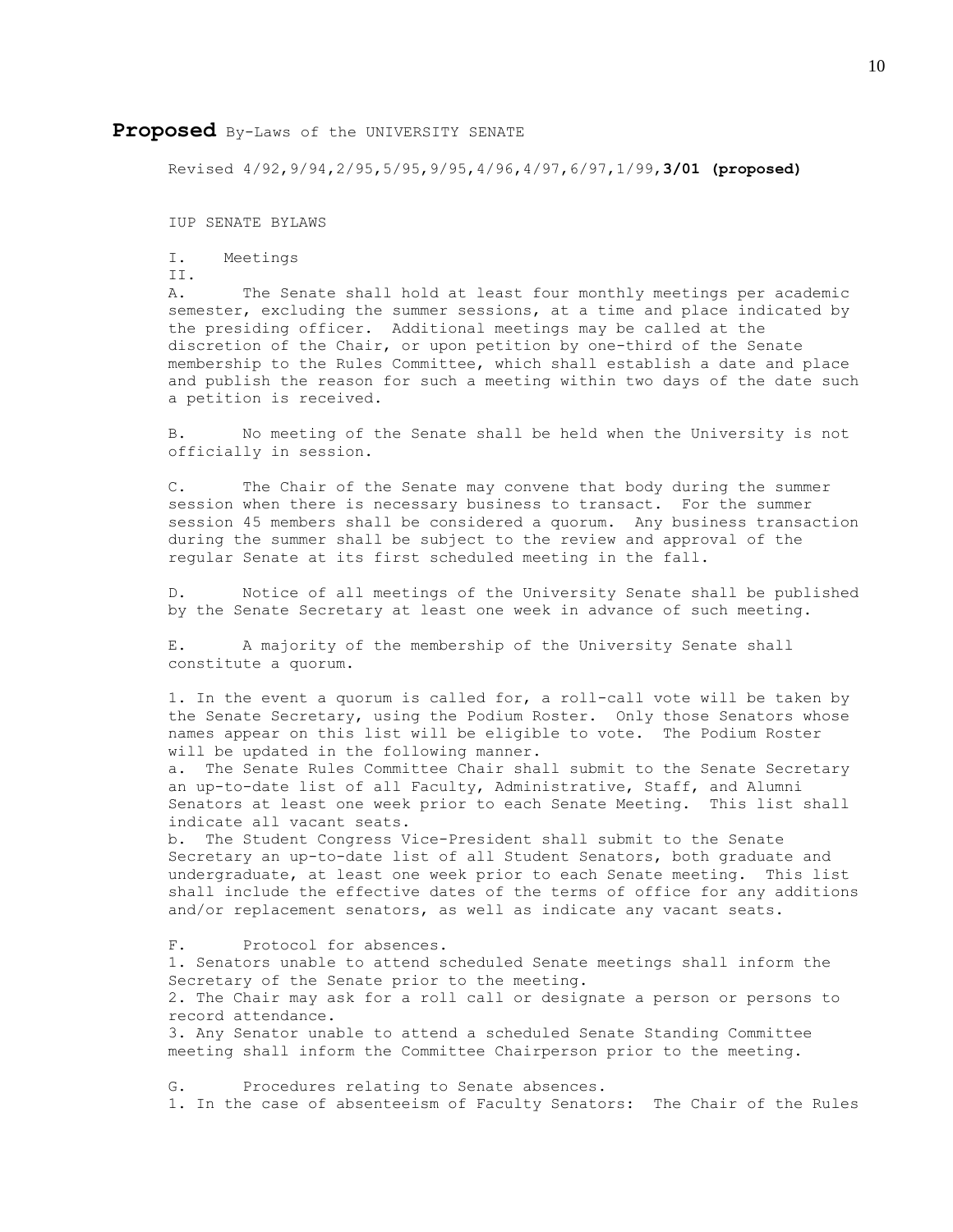**Proposed** By-Laws of the UNIVERSITY SENATE

Revised 4/92,9/94,2/95,5/95,9/95,4/96,4/97,6/97,1/99,**3/01 (proposed)**

IUP SENATE BYLAWS

I. Meetings

II.

A. The Senate shall hold at least four monthly meetings per academic semester, excluding the summer sessions, at a time and place indicated by the presiding officer. Additional meetings may be called at the discretion of the Chair, or upon petition by one-third of the Senate membership to the Rules Committee, which shall establish a date and place and publish the reason for such a meeting within two days of the date such a petition is received.

B. No meeting of the Senate shall be held when the University is not officially in session.

C. The Chair of the Senate may convene that body during the summer session when there is necessary business to transact. For the summer session 45 members shall be considered a quorum. Any business transaction during the summer shall be subject to the review and approval of the regular Senate at its first scheduled meeting in the fall.

D. Notice of all meetings of the University Senate shall be published by the Senate Secretary at least one week in advance of such meeting.

E. A majority of the membership of the University Senate shall constitute a quorum.

1. In the event a quorum is called for, a roll-call vote will be taken by the Senate Secretary, using the Podium Roster. Only those Senators whose names appear on this list will be eligible to vote. The Podium Roster will be updated in the following manner.

a. The Senate Rules Committee Chair shall submit to the Senate Secretary an up-to-date list of all Faculty, Administrative, Staff, and Alumni Senators at least one week prior to each Senate Meeting. This list shall indicate all vacant seats.

b. The Student Congress Vice-President shall submit to the Senate Secretary an up-to-date list of all Student Senators, both graduate and undergraduate, at least one week prior to each Senate meeting. This list shall include the effective dates of the terms of office for any additions and/or replacement senators, as well as indicate any vacant seats.

F. Protocol for absences.

1. Senators unable to attend scheduled Senate meetings shall inform the Secretary of the Senate prior to the meeting.

2. The Chair may ask for a roll call or designate a person or persons to record attendance.

3. Any Senator unable to attend a scheduled Senate Standing Committee meeting shall inform the Committee Chairperson prior to the meeting.

G. Procedures relating to Senate absences.

1. In the case of absenteeism of Faculty Senators: The Chair of the Rules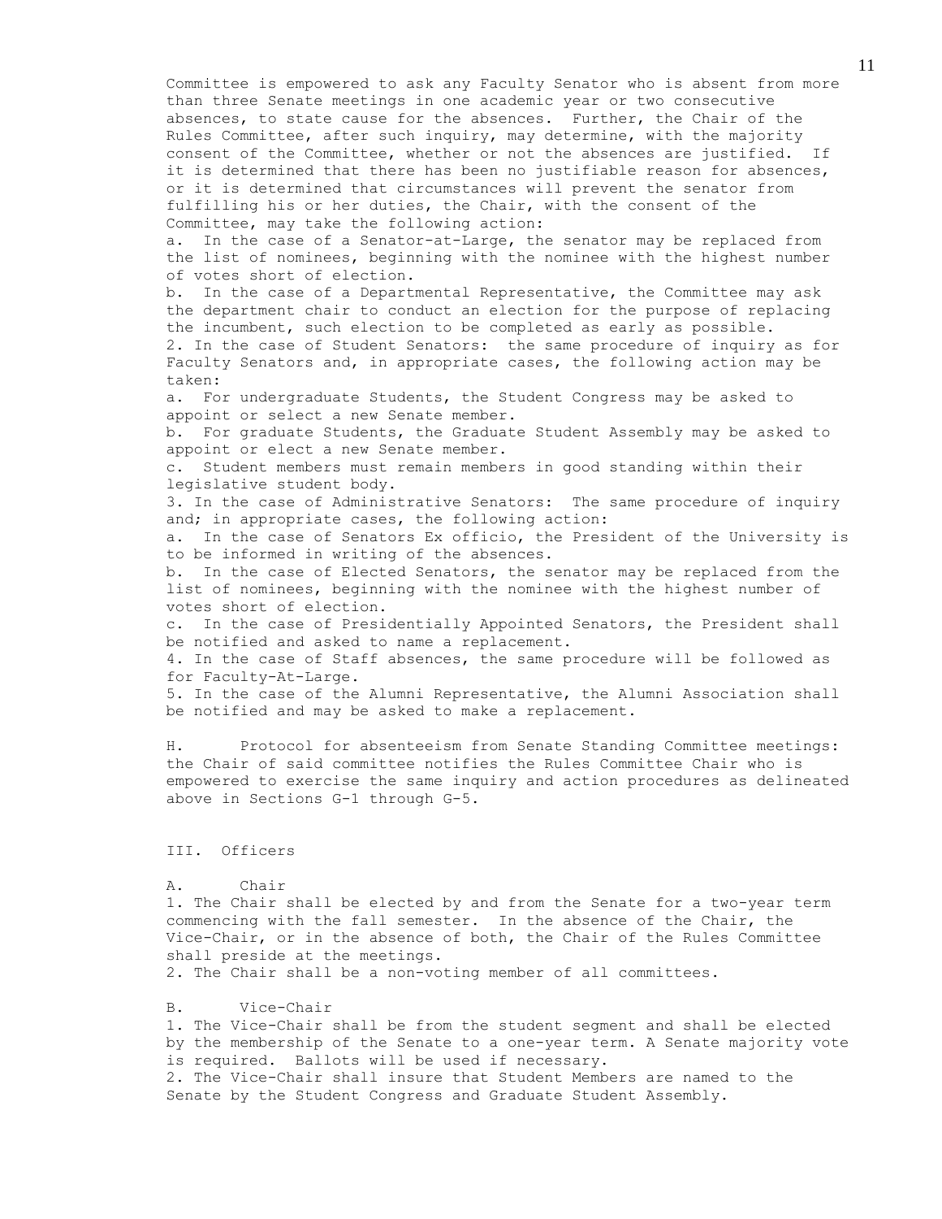Committee is empowered to ask any Faculty Senator who is absent from more than three Senate meetings in one academic year or two consecutive absences, to state cause for the absences. Further, the Chair of the Rules Committee, after such inquiry, may determine, with the majority consent of the Committee, whether or not the absences are justified. If it is determined that there has been no justifiable reason for absences, or it is determined that circumstances will prevent the senator from fulfilling his or her duties, the Chair, with the consent of the Committee, may take the following action:

a. In the case of a Senator-at-Large, the senator may be replaced from the list of nominees, beginning with the nominee with the highest number of votes short of election.

b. In the case of a Departmental Representative, the Committee may ask the department chair to conduct an election for the purpose of replacing the incumbent, such election to be completed as early as possible.

2. In the case of Student Senators: the same procedure of inquiry as for Faculty Senators and, in appropriate cases, the following action may be taken:

a. For undergraduate Students, the Student Congress may be asked to appoint or select a new Senate member.

b. For graduate Students, the Graduate Student Assembly may be asked to appoint or elect a new Senate member.

c. Student members must remain members in good standing within their legislative student body.

3. In the case of Administrative Senators: The same procedure of inquiry and; in appropriate cases, the following action:

a. In the case of Senators Ex officio, the President of the University is to be informed in writing of the absences.

b. In the case of Elected Senators, the senator may be replaced from the list of nominees, beginning with the nominee with the highest number of votes short of election.

c. In the case of Presidentially Appointed Senators, the President shall be notified and asked to name a replacement.

4. In the case of Staff absences, the same procedure will be followed as for Faculty-At-Large.

5. In the case of the Alumni Representative, the Alumni Association shall be notified and may be asked to make a replacement.

H. Protocol for absenteeism from Senate Standing Committee meetings: the Chair of said committee notifies the Rules Committee Chair who is empowered to exercise the same inquiry and action procedures as delineated above in Sections G-1 through G-5.

## III. Officers

### A. Chair

1. The Chair shall be elected by and from the Senate for a two-year term commencing with the fall semester. In the absence of the Chair, the Vice-Chair, or in the absence of both, the Chair of the Rules Committee shall preside at the meetings.

2. The Chair shall be a non-voting member of all committees.

### B. Vice-Chair

1. The Vice-Chair shall be from the student segment and shall be elected by the membership of the Senate to a one-year term. A Senate majority vote is required. Ballots will be used if necessary.

2. The Vice-Chair shall insure that Student Members are named to the Senate by the Student Congress and Graduate Student Assembly.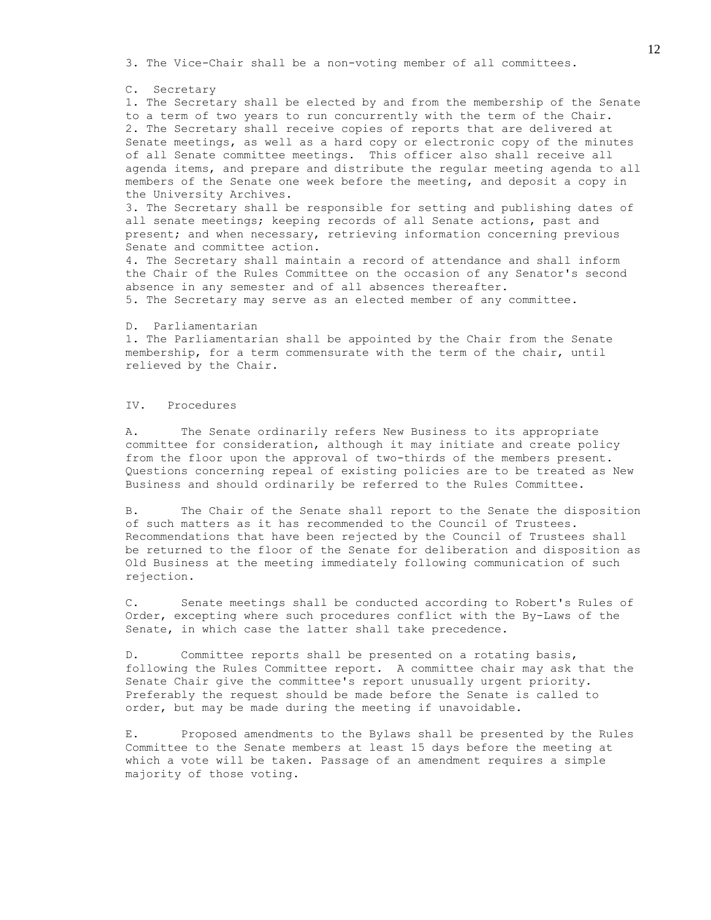3. The Vice-Chair shall be a non-voting member of all committees.

C. Secretary

1. The Secretary shall be elected by and from the membership of the Senate to a term of two years to run concurrently with the term of the Chair.
2. The Secretary shall receive copies of reports that are delivered at Senate meetings, as well as a hard copy or electronic copy of the minutes of all Senate committee meetings. This officer also shall receive all agenda items, and prepare and distribute the regular meeting agenda to all members of the Senate one week before the meeting, and deposit a copy in the University Archives.
3. The Secretary shall be responsible for setting and publishing dates of all senate meetings; keeping records of all Senate actions, past and present; and when necessary, retrieving information concerning previous Senate and committee action.
4. The Secretary shall maintain a record of attendance and shall inform the Chair of the Rules Committee on the occasion of any Senator's second absence in any semester and of all absences thereafter.
5. The Secretary may serve as an elected member of any committee.

D. Parliamentarian

1. The Parliamentarian shall be appointed by the Chair from the Senate membership, for a term commensurate with the term of the chair, until relieved by the Chair.

IV. Procedures

A. The Senate ordinarily refers New Business to its appropriate committee for consideration, although it may initiate and create policy from the floor upon the approval of two-thirds of the members present. Questions concerning repeal of existing policies are to be treated as New Business and should ordinarily be referred to the Rules Committee.

B. The Chair of the Senate shall report to the Senate the disposition of such matters as it has recommended to the Council of Trustees. Recommendations that have been rejected by the Council of Trustees shall be returned to the floor of the Senate for deliberation and disposition as Old Business at the meeting immediately following communication of such rejection.

C. Senate meetings shall be conducted according to Robert's Rules of Order, excepting where such procedures conflict with the By-Laws of the Senate, in which case the latter shall take precedence.

D. Committee reports shall be presented on a rotating basis, following the Rules Committee report. A committee chair may ask that the Senate Chair give the committee's report unusually urgent priority. Preferably the request should be made before the Senate is called to order, but may be made during the meeting if unavoidable.

E. Proposed amendments to the Bylaws shall be presented by the Rules Committee to the Senate members at least 15 days before the meeting at which a vote will be taken. Passage of an amendment requires a simple majority of those voting.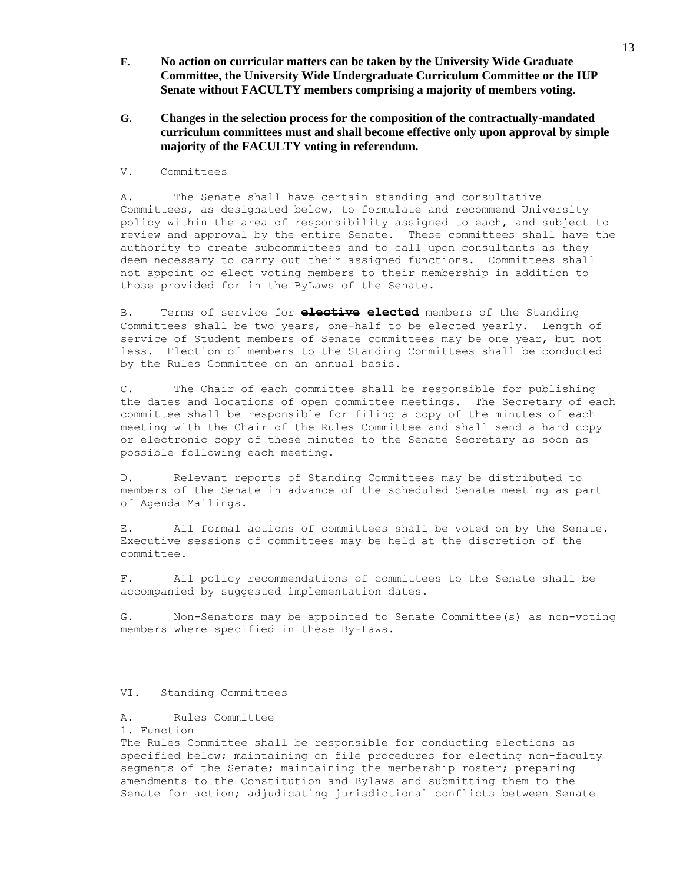**F. No action on curricular matters can be taken by the University Wide Graduate Committee, the University Wide Undergraduate Curriculum Committee or the IUP Senate without FACULTY members comprising a majority of members voting.**

**G. Changes in the selection process for the composition of the contractually-mandated curriculum committees must and shall become effective only upon approval by simple majority of the FACULTY voting in referendum.**

## V. Committees

A. The Senate shall have certain standing and consultative Committees, as designated below, to formulate and recommend University policy within the area of responsibility assigned to each, and subject to review and approval by the entire Senate. These committees shall have the authority to create subcommittees and to call upon consultants as they deem necessary to carry out their assigned functions. Committees shall not appoint or elect voting members to their membership in addition to those provided for in the ByLaws of the Senate.

B. Terms of service for ~~**elective**~~ **elected** members of the Standing Committees shall be two years, one-half to be elected yearly. Length of service of Student members of Senate committees may be one year, but not less. Election of members to the Standing Committees shall be conducted by the Rules Committee on an annual basis.

C. The Chair of each committee shall be responsible for publishing the dates and locations of open committee meetings. The Secretary of each committee shall be responsible for filing a copy of the minutes of each meeting with the Chair of the Rules Committee and shall send a hard copy or electronic copy of these minutes to the Senate Secretary as soon as possible following each meeting.

D. Relevant reports of Standing Committees may be distributed to members of the Senate in advance of the scheduled Senate meeting as part of Agenda Mailings.

E. All formal actions of committees shall be voted on by the Senate. Executive sessions of committees may be held at the discretion of the committee.

F. All policy recommendations of committees to the Senate shall be accompanied by suggested implementation dates.

G. Non-Senators may be appointed to Senate Committee(s) as non-voting members where specified in these By-Laws.

## VI. Standing Committees

### A. Rules Committee

1. Function

The Rules Committee shall be responsible for conducting elections as specified below; maintaining on file procedures for electing non-faculty segments of the Senate; maintaining the membership roster; preparing amendments to the Constitution and Bylaws and submitting them to the Senate for action; adjudicating jurisdictional conflicts between Senate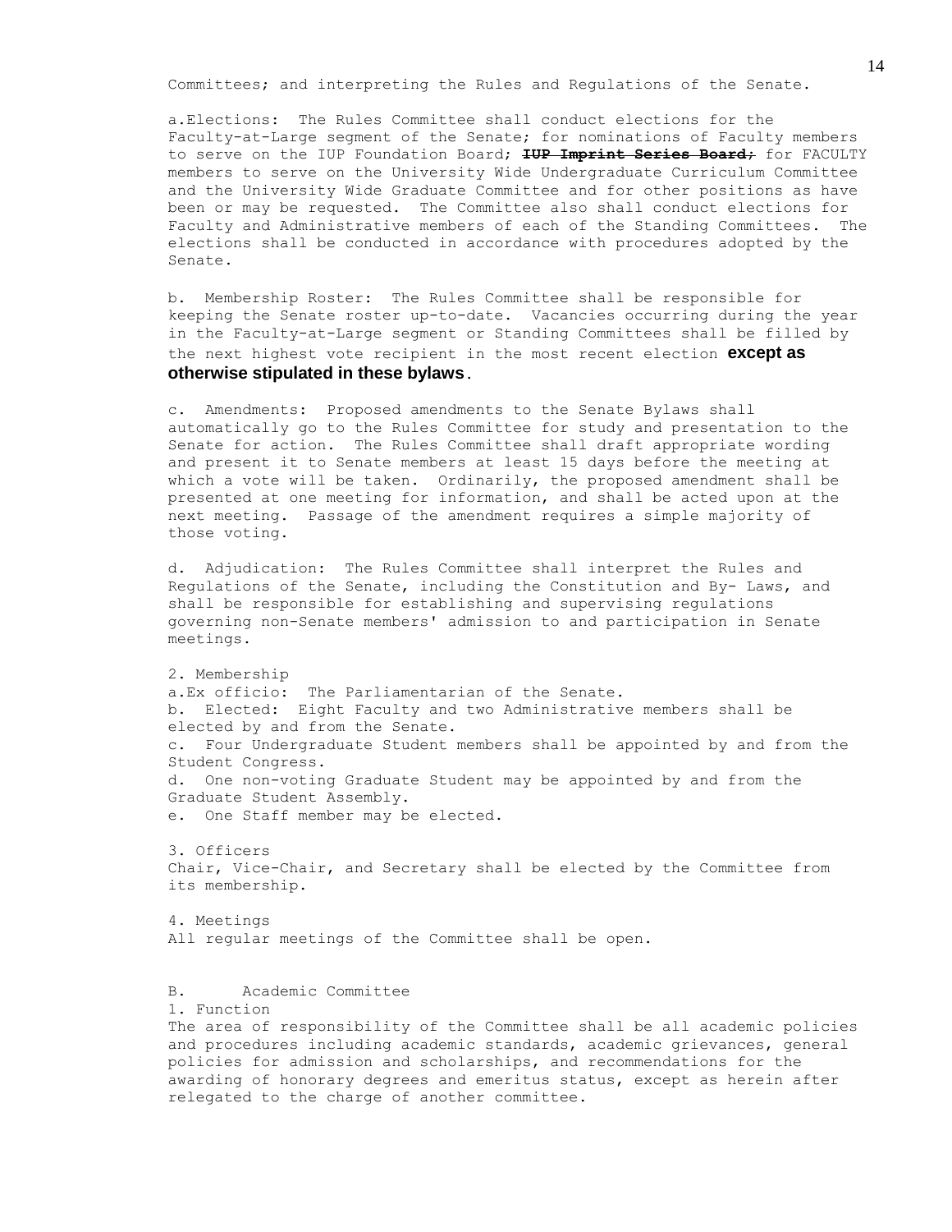Committees; and interpreting the Rules and Regulations of the Senate.

a. Elections: The Rules Committee shall conduct elections for the Faculty-at-Large segment of the Senate; for nominations of Faculty members to serve on the IUP Foundation Board; ~~**IUP Imprint Series Board;**~~ for FACULTY members to serve on the University Wide Undergraduate Curriculum Committee and the University Wide Graduate Committee and for other positions as have been or may be requested. The Committee also shall conduct elections for Faculty and Administrative members of each of the Standing Committees. The elections shall be conducted in accordance with procedures adopted by the Senate.

b. Membership Roster: The Rules Committee shall be responsible for keeping the Senate roster up-to-date. Vacancies occurring during the year in the Faculty-at-Large segment or Standing Committees shall be filled by the next highest vote recipient in the most recent election **except as otherwise stipulated in these bylaws**.

c. Amendments: Proposed amendments to the Senate Bylaws shall automatically go to the Rules Committee for study and presentation to the Senate for action. The Rules Committee shall draft appropriate wording and present it to Senate members at least 15 days before the meeting at which a vote will be taken. Ordinarily, the proposed amendment shall be presented at one meeting for information, and shall be acted upon at the next meeting. Passage of the amendment requires a simple majority of those voting.

d. Adjudication: The Rules Committee shall interpret the Rules and Regulations of the Senate, including the Constitution and By- Laws, and shall be responsible for establishing and supervising regulations governing non-Senate members' admission to and participation in Senate meetings.

2. Membership
a. Ex officio: The Parliamentarian of the Senate.
b. Elected: Eight Faculty and two Administrative members shall be elected by and from the Senate.
c. Four Undergraduate Student members shall be appointed by and from the Student Congress.
d. One non-voting Graduate Student may be appointed by and from the Graduate Student Assembly.
e. One Staff member may be elected.

3. Officers
Chair, Vice-Chair, and Secretary shall be elected by the Committee from its membership.

4. Meetings
All regular meetings of the Committee shall be open.

B. Academic Committee
1. Function
The area of responsibility of the Committee shall be all academic policies and procedures including academic standards, academic grievances, general policies for admission and scholarships, and recommendations for the awarding of honorary degrees and emeritus status, except as herein after relegated to the charge of another committee.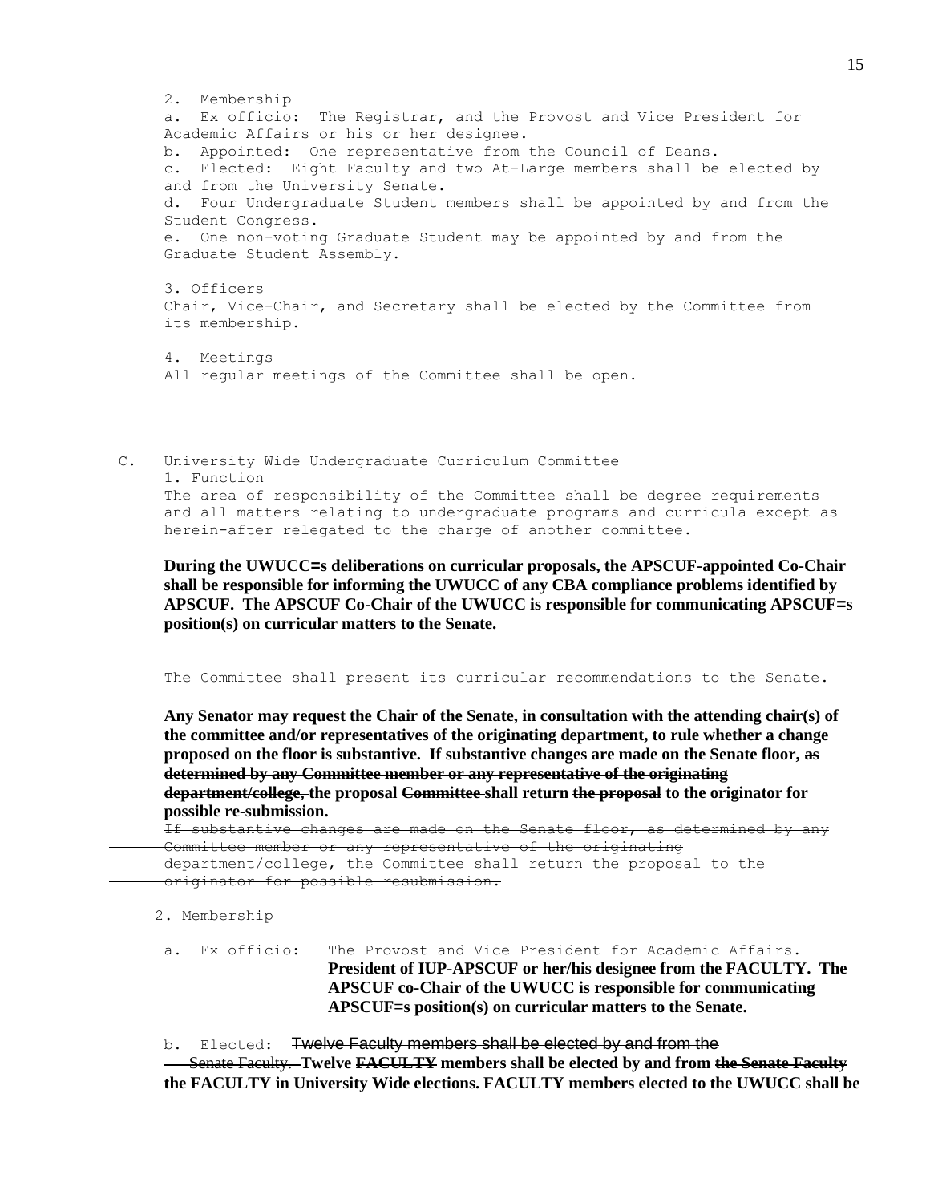2. Membership

a. Ex officio: The Registrar, and the Provost and Vice President for Academic Affairs or his or her designee.

b. Appointed: One representative from the Council of Deans.

c. Elected: Eight Faculty and two At-Large members shall be elected by and from the University Senate.

d. Four Undergraduate Student members shall be appointed by and from the Student Congress.

e. One non-voting Graduate Student may be appointed by and from the Graduate Student Assembly.

3. Officers

Chair, Vice-Chair, and Secretary shall be elected by the Committee from its membership.

4. Meetings

All regular meetings of the Committee shall be open.

C. University Wide Undergraduate Curriculum Committee

1. Function

The area of responsibility of the Committee shall be degree requirements and all matters relating to undergraduate programs and curricula except as herein-after relegated to the charge of another committee.

**During the UWUCC=s deliberations on curricular proposals, the APSCUF-appointed Co-Chair shall be responsible for informing the UWUCC of any CBA compliance problems identified by APSCUF. The APSCUF Co-Chair of the UWUCC is responsible for communicating APSCUF=s position(s) on curricular matters to the Senate.**

The Committee shall present its curricular recommendations to the Senate.

**Any Senator may request the Chair of the Senate, in consultation with the attending chair(s) of the committee and/or representatives of the originating department, to rule whether a change proposed on the floor is substantive. If substantive changes are made on the Senate floor, ~~as determined by any Committee member or any representative of the originating department/college,~~ the proposal ~~Committee~~ shall return ~~the proposal~~ to the originator for possible re-submission.**

~~If substantive changes are made on the Senate floor, as determined by any Committee member or any representative of the originating department/college, the Committee shall return the proposal to the originator for possible resubmission.~~

2. Membership

a. Ex officio: The Provost and Vice President for Academic Affairs. **President of IUP-APSCUF or her/his designee from the FACULTY. The APSCUF co-Chair of the UWUCC is responsible for communicating APSCUF=s position(s) on curricular matters to the Senate.**

b. Elected: ~~Twelve Faculty members shall be elected by and from the Senate Faculty.~~ **Twelve ~~FACULTY~~ members shall be elected by and from ~~the Senate Faculty~~ the FACULTY in University Wide elections. FACULTY members elected to the UWUCC shall be**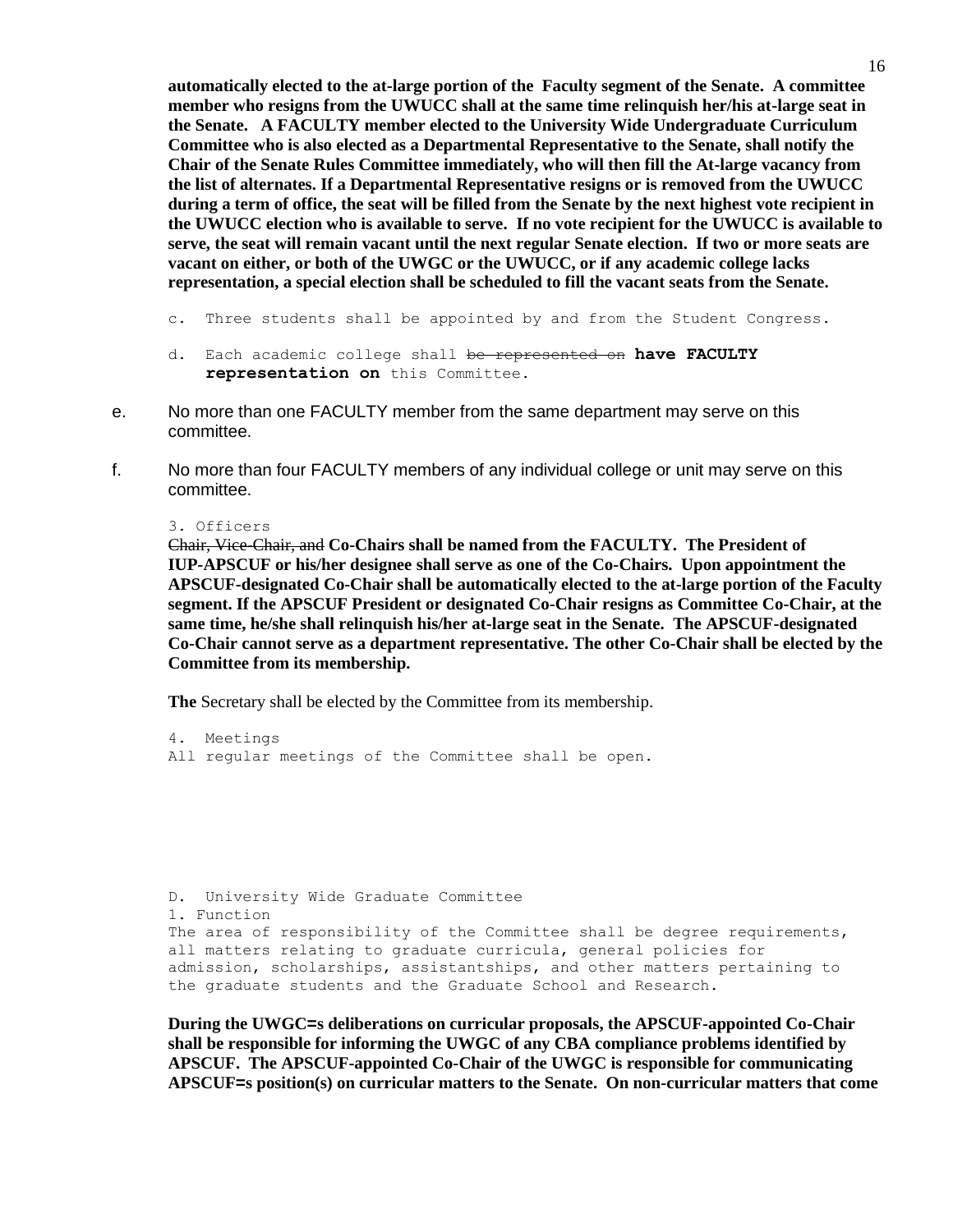**automatically elected to the at-large portion of the Faculty segment of the Senate. A committee member who resigns from the UWUCC shall at the same time relinquish her/his at-large seat in the Senate. A FACULTY member elected to the University Wide Undergraduate Curriculum Committee who is also elected as a Departmental Representative to the Senate, shall notify the Chair of the Senate Rules Committee immediately, who will then fill the At-large vacancy from the list of alternates. If a Departmental Representative resigns or is removed from the UWUCC during a term of office, the seat will be filled from the Senate by the next highest vote recipient in the UWUCC election who is available to serve. If no vote recipient for the UWUCC is available to serve, the seat will remain vacant until the next regular Senate election. If two or more seats are vacant on either, or both of the UWGC or the UWUCC, or if any academic college lacks representation, a special election shall be scheduled to fill the vacant seats from the Senate.**

c. Three students shall be appointed by and from the Student Congress.

d. Each academic college shall ~~be represented on~~ **have FACULTY representation on** this Committee.

e. No more than one FACULTY member from the same department may serve on this committee.

f. No more than four FACULTY members of any individual college or unit may serve on this committee.

3. Officers

~~Chair, Vice-Chair, and~~ **Co-Chairs shall be named from the FACULTY. The President of IUP-APSCUF or his/her designee shall serve as one of the Co-Chairs. Upon appointment the APSCUF-designated Co-Chair shall be automatically elected to the at-large portion of the Faculty segment. If the APSCUF President or designated Co-Chair resigns as Committee Co-Chair, at the same time, he/she shall relinquish his/her at-large seat in the Senate. The APSCUF-designated Co-Chair cannot serve as a department representative. The other Co-Chair shall be elected by the Committee from its membership.**

**The** Secretary shall be elected by the Committee from its membership.

4. Meetings

All regular meetings of the Committee shall be open.

D. University Wide Graduate Committee

1. Function

The area of responsibility of the Committee shall be degree requirements, all matters relating to graduate curricula, general policies for admission, scholarships, assistantships, and other matters pertaining to the graduate students and the Graduate School and Research.

**During the UWGC=s deliberations on curricular proposals, the APSCUF-appointed Co-Chair shall be responsible for informing the UWGC of any CBA compliance problems identified by APSCUF. The APSCUF-appointed Co-Chair of the UWGC is responsible for communicating APSCUF=s position(s) on curricular matters to the Senate. On non-curricular matters that come**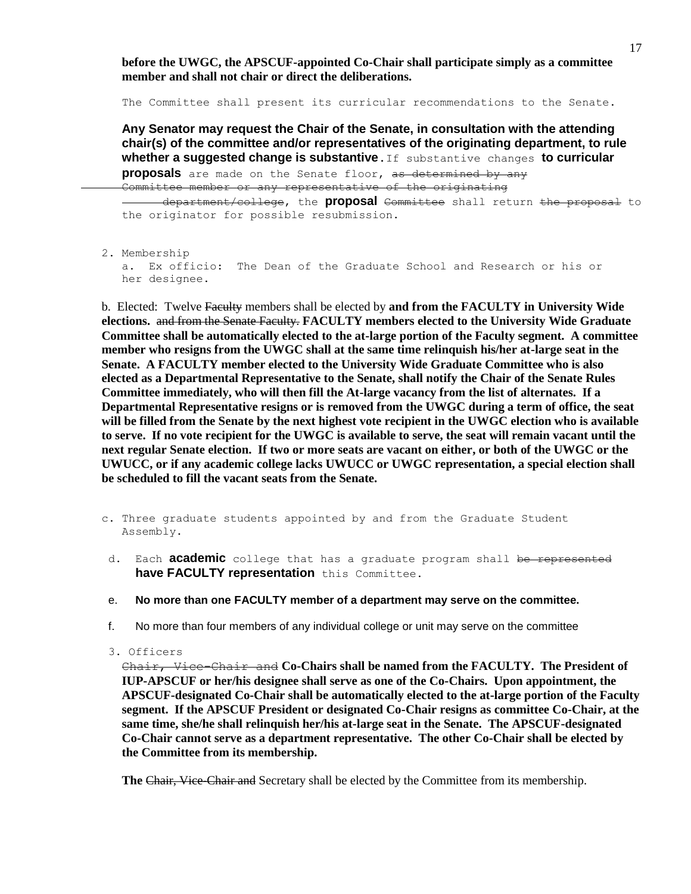**before the UWGC, the APSCUF-appointed Co-Chair shall participate simply as a committee member and shall not chair or direct the deliberations.**

The Committee shall present its curricular recommendations to the Senate.

**Any Senator may request the Chair of the Senate, in consultation with the attending chair(s) of the committee and/or representatives of the originating department, to rule whether a suggested change is substantive**. If substantive changes **to curricular proposals** are made on the Senate floor, ~~as determined by any Committee member or any representative of the originating department/college~~, the **proposal** ~~Committee~~ shall return ~~the proposal~~ to the originator for possible resubmission.

2. Membership
   a. Ex officio: The Dean of the Graduate School and Research or his or her designee.

b. Elected: Twelve ~~Faculty~~ members shall be elected by **and from the FACULTY in University Wide elections.** ~~and from the Senate Faculty.~~ **FACULTY members elected to the University Wide Graduate Committee shall be automatically elected to the at-large portion of the Faculty segment. A committee member who resigns from the UWGC shall at the same time relinquish his/her at-large seat in the Senate. A FACULTY member elected to the University Wide Graduate Committee who is also elected as a Departmental Representative to the Senate, shall notify the Chair of the Senate Rules Committee immediately, who will then fill the At-large vacancy from the list of alternates. If a Departmental Representative resigns or is removed from the UWGC during a term of office, the seat will be filled from the Senate by the next highest vote recipient in the UWGC election who is available to serve. If no vote recipient for the UWGC is available to serve, the seat will remain vacant until the next regular Senate election. If two or more seats are vacant on either, or both of the UWGC or the UWUCC, or if any academic college lacks UWUCC or UWGC representation, a special election shall be scheduled to fill the vacant seats from the Senate.**

c. Three graduate students appointed by and from the Graduate Student Assembly.

d. Each **academic** college that has a graduate program shall ~~be represented~~ **have FACULTY representation** this Committee.

e. **No more than one FACULTY member of a department may serve on the committee.**

f. No more than four members of any individual college or unit may serve on the committee

3. Officers

~~Chair, Vice-Chair and~~ **Co-Chairs shall be named from the FACULTY. The President of IUP-APSCUF or her/his designee shall serve as one of the Co-Chairs. Upon appointment, the APSCUF-designated Co-Chair shall be automatically elected to the at-large portion of the Faculty segment. If the APSCUF President or designated Co-Chair resigns as committee Co-Chair, at the same time, she/he shall relinquish her/his at-large seat in the Senate. The APSCUF-designated Co-Chair cannot serve as a department representative. The other Co-Chair shall be elected by the Committee from its membership.**

**The** ~~Chair, Vice-Chair and~~ Secretary shall be elected by the Committee from its membership.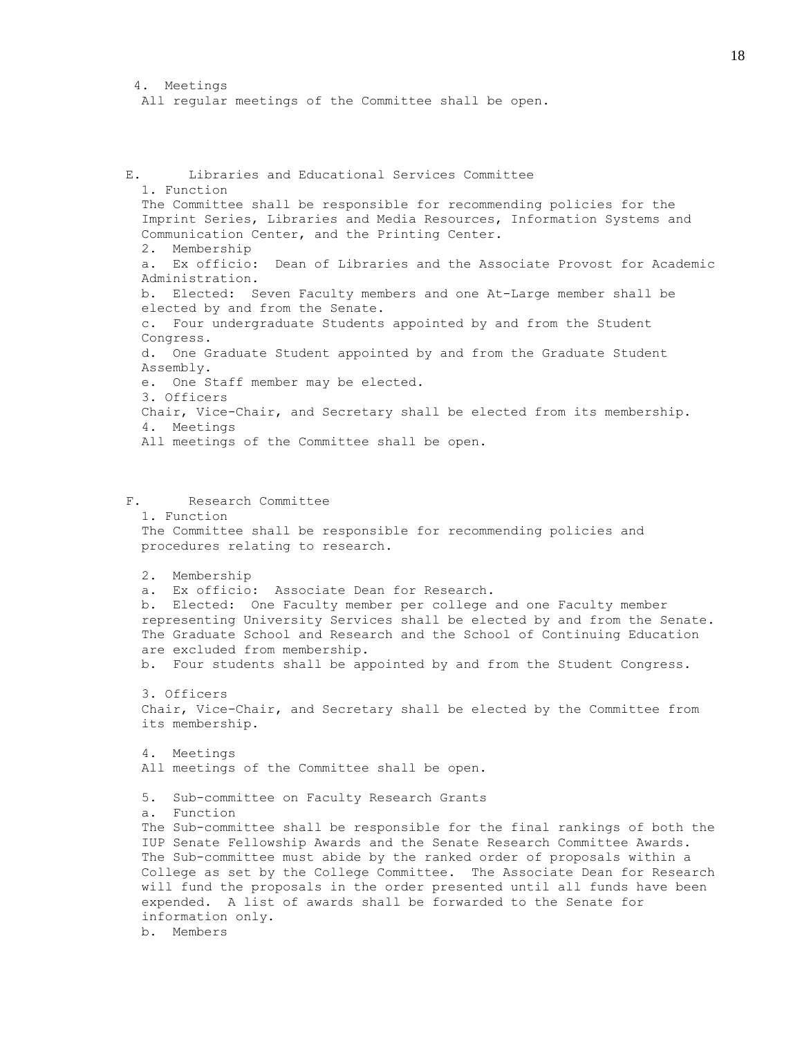4. Meetings

All regular meetings of the Committee shall be open.

E. Libraries and Educational Services Committee

1. Function

The Committee shall be responsible for recommending policies for the Imprint Series, Libraries and Media Resources, Information Systems and Communication Center, and the Printing Center.

2. Membership

a. Ex officio: Dean of Libraries and the Associate Provost for Academic Administration.

b. Elected: Seven Faculty members and one At-Large member shall be elected by and from the Senate.

c. Four undergraduate Students appointed by and from the Student Congress.

d. One Graduate Student appointed by and from the Graduate Student Assembly.

e. One Staff member may be elected.

3. Officers

Chair, Vice-Chair, and Secretary shall be elected from its membership.

4. Meetings

All meetings of the Committee shall be open.

F. Research Committee

1. Function

The Committee shall be responsible for recommending policies and procedures relating to research.

2. Membership

a. Ex officio: Associate Dean for Research.

b. Elected: One Faculty member per college and one Faculty member representing University Services shall be elected by and from the Senate. The Graduate School and Research and the School of Continuing Education are excluded from membership.

b. Four students shall be appointed by and from the Student Congress.

3. Officers

Chair, Vice-Chair, and Secretary shall be elected by the Committee from its membership.

4. Meetings

All meetings of the Committee shall be open.

5. Sub-committee on Faculty Research Grants

a. Function

The Sub-committee shall be responsible for the final rankings of both the IUP Senate Fellowship Awards and the Senate Research Committee Awards. The Sub-committee must abide by the ranked order of proposals within a College as set by the College Committee. The Associate Dean for Research will fund the proposals in the order presented until all funds have been expended. A list of awards shall be forwarded to the Senate for information only.

b. Members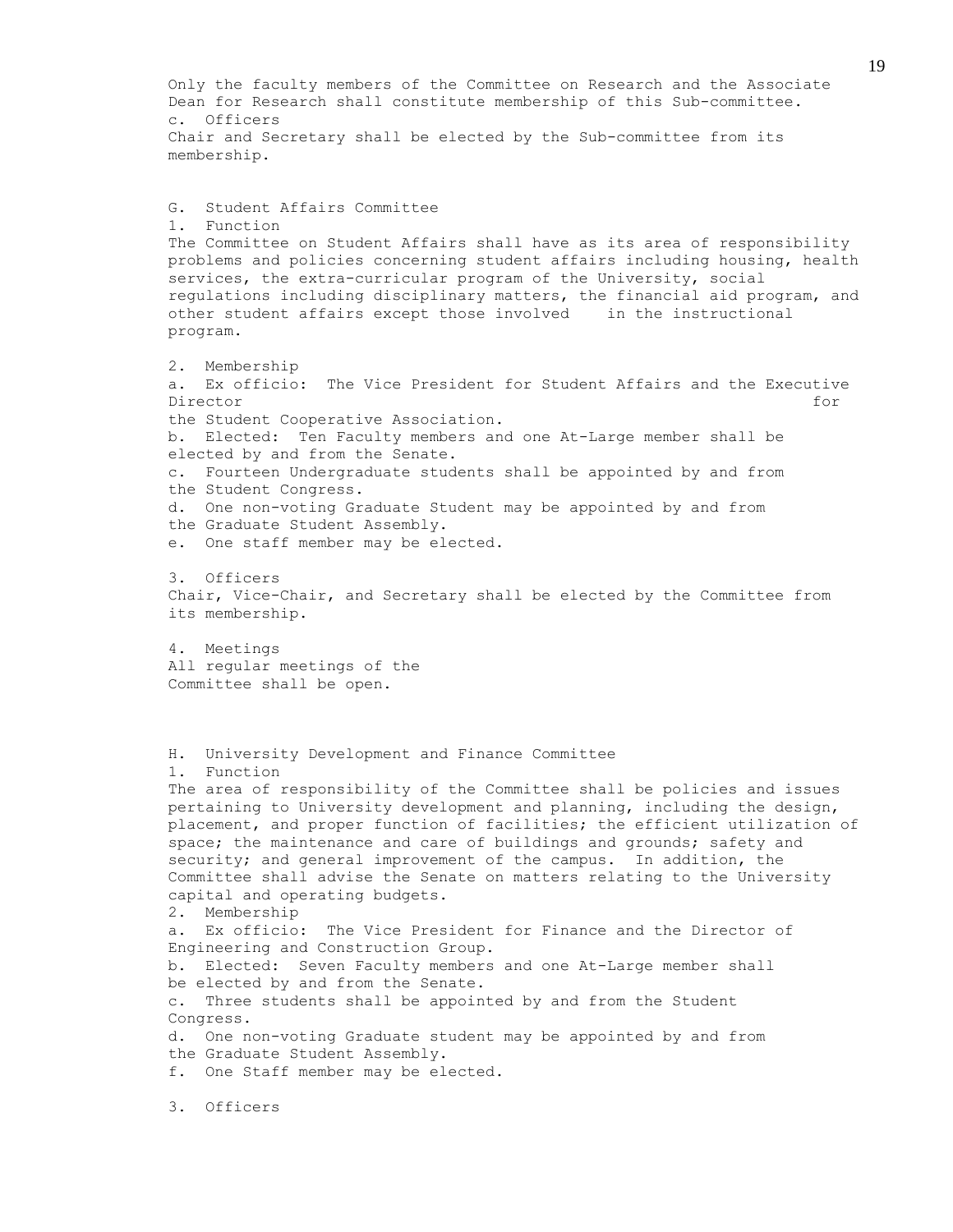Only the faculty members of the Committee on Research and the Associate Dean for Research shall constitute membership of this Sub-committee.

c. Officers

Chair and Secretary shall be elected by the Sub-committee from its membership.

## G. Student Affairs Committee

1. Function

The Committee on Student Affairs shall have as its area of responsibility problems and policies concerning student affairs including housing, health services, the extra-curricular program of the University, social regulations including disciplinary matters, the financial aid program, and other student affairs except those involved in the instructional program.

2. Membership

a. Ex officio: The Vice President for Student Affairs and the Executive Director for the Student Cooperative Association.

b. Elected: Ten Faculty members and one At-Large member shall be elected by and from the Senate.

c. Fourteen Undergraduate students shall be appointed by and from the Student Congress.

d. One non-voting Graduate Student may be appointed by and from the Graduate Student Assembly.

e. One staff member may be elected.

3. Officers

Chair, Vice-Chair, and Secretary shall be elected by the Committee from its membership.

4. Meetings

All regular meetings of the Committee shall be open.

## H. University Development and Finance Committee

1. Function

The area of responsibility of the Committee shall be policies and issues pertaining to University development and planning, including the design, placement, and proper function of facilities; the efficient utilization of space; the maintenance and care of buildings and grounds; safety and security; and general improvement of the campus. In addition, the Committee shall advise the Senate on matters relating to the University capital and operating budgets.

2. Membership

a. Ex officio: The Vice President for Finance and the Director of Engineering and Construction Group.

b. Elected: Seven Faculty members and one At-Large member shall be elected by and from the Senate.

c. Three students shall be appointed by and from the Student Congress.

d. One non-voting Graduate student may be appointed by and from the Graduate Student Assembly.

f. One Staff member may be elected.

3. Officers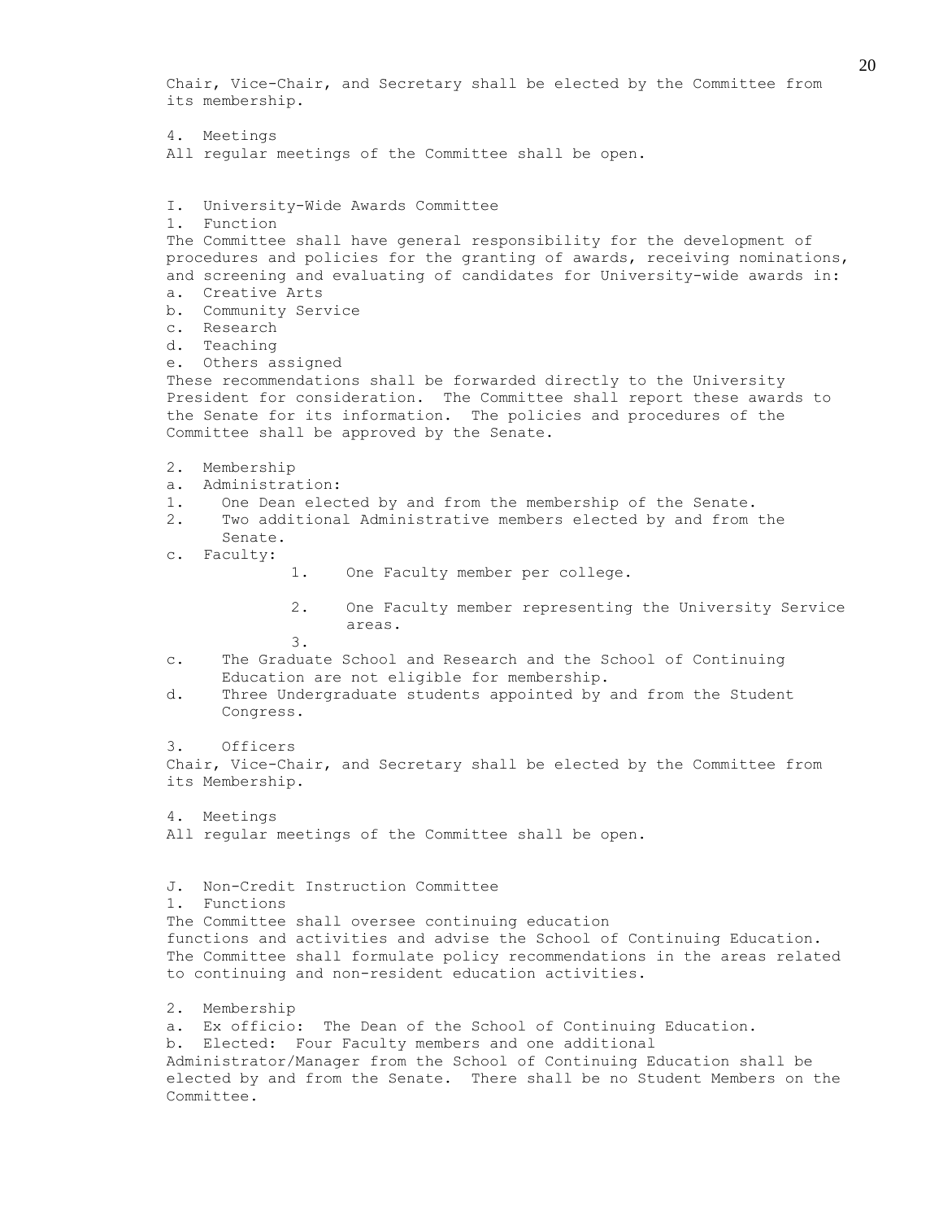Chair, Vice-Chair, and Secretary shall be elected by the Committee from its membership.

4. Meetings

All regular meetings of the Committee shall be open.

## I. University-Wide Awards Committee

1. Function

The Committee shall have general responsibility for the development of procedures and policies for the granting of awards, receiving nominations, and screening and evaluating of candidates for University-wide awards in:

a. Creative Arts
b. Community Service
c. Research
d. Teaching
e. Others assigned

These recommendations shall be forwarded directly to the University President for consideration. The Committee shall report these awards to the Senate for its information. The policies and procedures of the Committee shall be approved by the Senate.

2. Membership

a. Administration:
1. One Dean elected by and from the membership of the Senate.
2. Two additional Administrative members elected by and from the Senate.

c. Faculty:
1. One Faculty member per college.
2. One Faculty member representing the University Service areas.
3.

c. The Graduate School and Research and the School of Continuing Education are not eligible for membership.

d. Three Undergraduate students appointed by and from the Student Congress.

3. Officers

Chair, Vice-Chair, and Secretary shall be elected by the Committee from its Membership.

4. Meetings

All regular meetings of the Committee shall be open.

## J. Non-Credit Instruction Committee

1. Functions

The Committee shall oversee continuing education functions and activities and advise the School of Continuing Education. The Committee shall formulate policy recommendations in the areas related to continuing and non-resident education activities.

2. Membership

a. Ex officio: The Dean of the School of Continuing Education.

b. Elected: Four Faculty members and one additional Administrator/Manager from the School of Continuing Education shall be elected by and from the Senate. There shall be no Student Members on the Committee.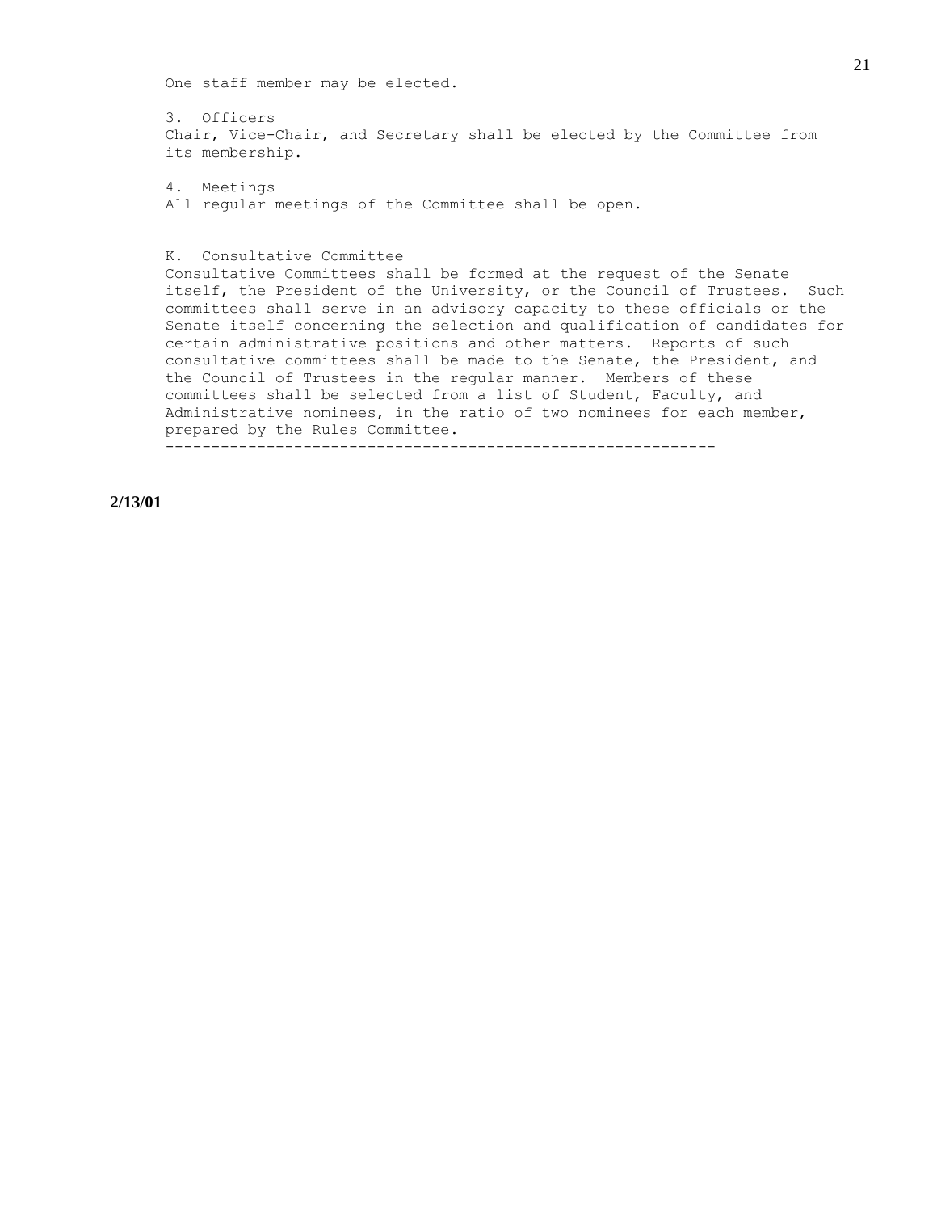One staff member may be elected.

3. Officers
Chair, Vice-Chair, and Secretary shall be elected by the Committee from its membership.

4. Meetings
All regular meetings of the Committee shall be open.

K. Consultative Committee
Consultative Committees shall be formed at the request of the Senate itself, the President of the University, or the Council of Trustees. Such committees shall serve in an advisory capacity to these officials or the Senate itself concerning the selection and qualification of candidates for certain administrative positions and other matters. Reports of such consultative committees shall be made to the Senate, the President, and the Council of Trustees in the regular manner. Members of these committees shall be selected from a list of Student, Faculty, and Administrative nominees, in the ratio of two nominees for each member, prepared by the Rules Committee.

------------------------------------------------------------

**2/13/01**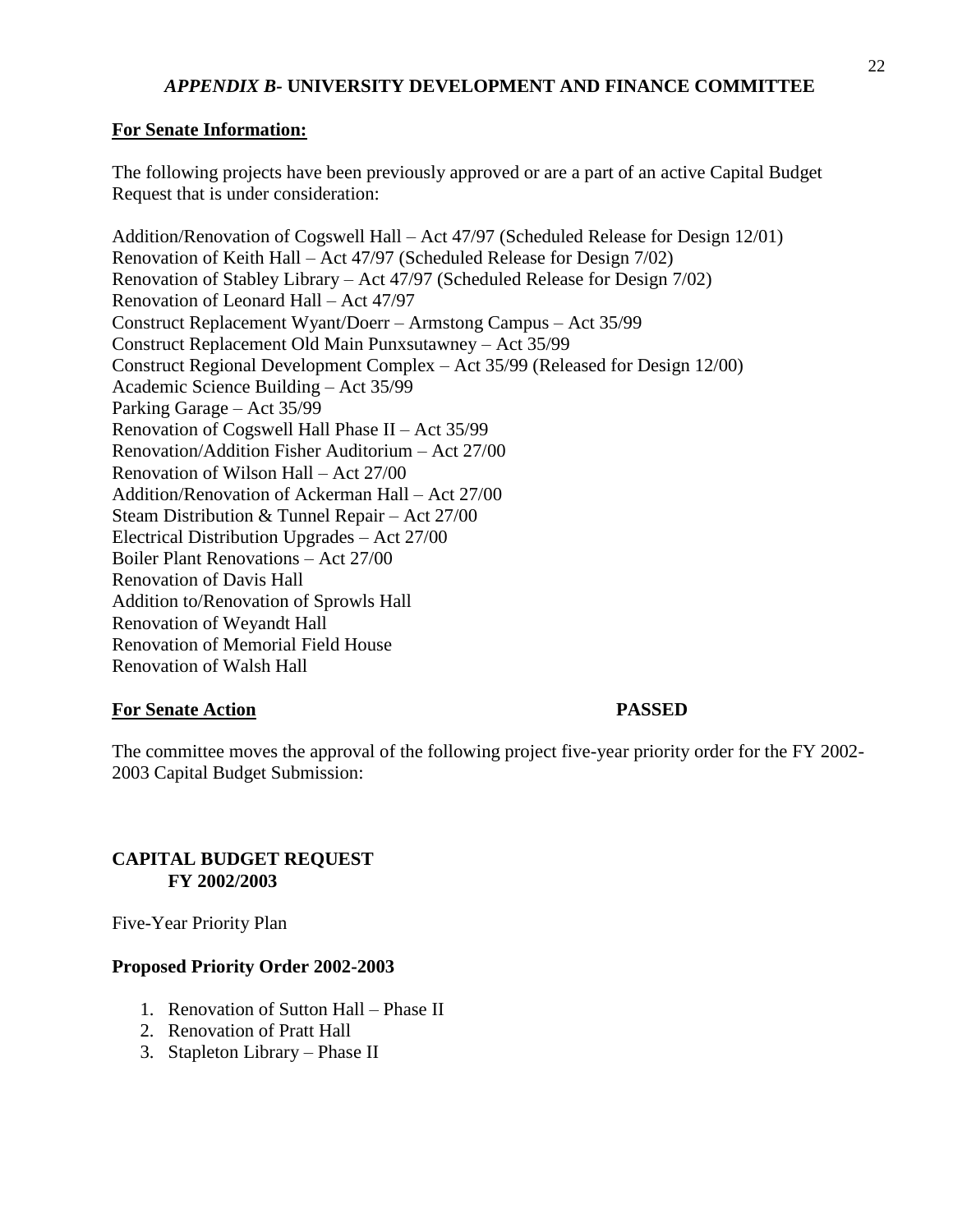## *APPENDIX B*- UNIVERSITY DEVELOPMENT AND FINANCE COMMITTEE

**For Senate Information:**

The following projects have been previously approved or are a part of an active Capital Budget Request that is under consideration:

Addition/Renovation of Cogswell Hall – Act 47/97 (Scheduled Release for Design 12/01)
Renovation of Keith Hall – Act 47/97 (Scheduled Release for Design 7/02)
Renovation of Stabley Library – Act 47/97 (Scheduled Release for Design 7/02)
Renovation of Leonard Hall – Act 47/97
Construct Replacement Wyant/Doerr – Armstong Campus – Act 35/99
Construct Replacement Old Main Punxsutawney – Act 35/99
Construct Regional Development Complex – Act 35/99 (Released for Design 12/00)
Academic Science Building – Act 35/99
Parking Garage – Act 35/99
Renovation of Cogswell Hall Phase II – Act 35/99
Renovation/Addition Fisher Auditorium – Act 27/00
Renovation of Wilson Hall – Act 27/00
Addition/Renovation of Ackerman Hall – Act 27/00
Steam Distribution & Tunnel Repair – Act 27/00
Electrical Distribution Upgrades – Act 27/00
Boiler Plant Renovations – Act 27/00
Renovation of Davis Hall
Addition to/Renovation of Sprowls Hall
Renovation of Weyandt Hall
Renovation of Memorial Field House
Renovation of Walsh Hall

**For Senate Action** **PASSED**

The committee moves the approval of the following project five-year priority order for the FY 2002-2003 Capital Budget Submission:

**CAPITAL BUDGET REQUEST**
**FY 2002/2003**

Five-Year Priority Plan

**Proposed Priority Order 2002-2003**

1. Renovation of Sutton Hall – Phase II
2. Renovation of Pratt Hall
3. Stapleton Library – Phase II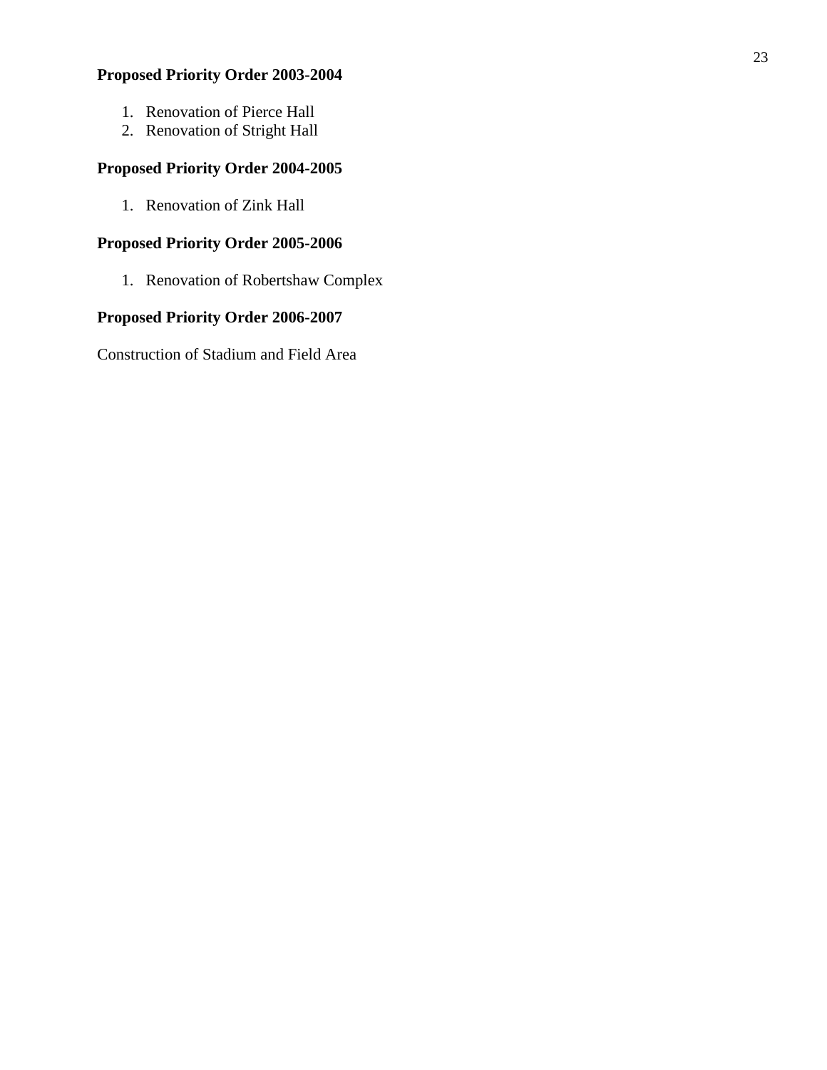**Proposed Priority Order 2003-2004**

1. Renovation of Pierce Hall
2. Renovation of Stright Hall

**Proposed Priority Order 2004-2005**

1. Renovation of Zink Hall

**Proposed Priority Order 2005-2006**

1. Renovation of Robertshaw Complex

**Proposed Priority Order 2006-2007**

Construction of Stadium and Field Area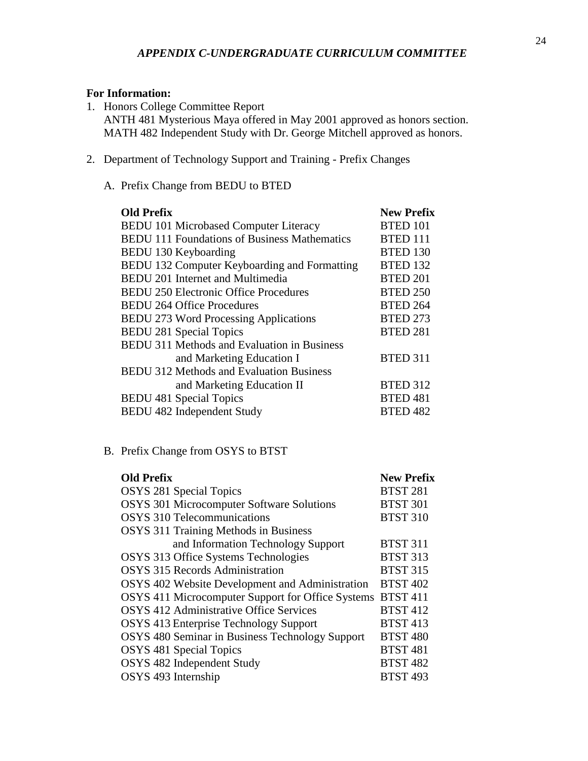## *APPENDIX C-UNDERGRADUATE CURRICULUM COMMITTEE*

**For Information:**

1. Honors College Committee Report
   ANTH 481 Mysterious Maya offered in May 2001 approved as honors section.
   MATH 482 Independent Study with Dr. George Mitchell approved as honors.

2. Department of Technology Support and Training - Prefix Changes

   A. Prefix Change from BEDU to BTED

| Old Prefix | New Prefix |
|---|---|
| BEDU 101 Microbased Computer Literacy | BTED 101 |
| BEDU 111 Foundations of Business Mathematics | BTED 111 |
| BEDU 130 Keyboarding | BTED 130 |
| BEDU 132 Computer Keyboarding and Formatting | BTED 132 |
| BEDU 201 Internet and Multimedia | BTED 201 |
| BEDU 250 Electronic Office Procedures | BTED 250 |
| BEDU 264 Office Procedures | BTED 264 |
| BEDU 273 Word Processing Applications | BTED 273 |
| BEDU 281 Special Topics | BTED 281 |
| BEDU 311 Methods and Evaluation in Business and Marketing Education I | BTED 311 |
| BEDU 312 Methods and Evaluation Business and Marketing Education II | BTED 312 |
| BEDU 481 Special Topics | BTED 481 |
| BEDU 482 Independent Study | BTED 482 |

   B. Prefix Change from OSYS to BTST

| Old Prefix | New Prefix |
|---|---|
| OSYS 281 Special Topics | BTST 281 |
| OSYS 301 Microcomputer Software Solutions | BTST 301 |
| OSYS 310 Telecommunications | BTST 310 |
| OSYS 311 Training Methods in Business and Information Technology Support | BTST 311 |
| OSYS 313 Office Systems Technologies | BTST 313 |
| OSYS 315 Records Administration | BTST 315 |
| OSYS 402 Website Development and Administration | BTST 402 |
| OSYS 411 Microcomputer Support for Office Systems | BTST 411 |
| OSYS 412 Administrative Office Services | BTST 412 |
| OSYS 413 Enterprise Technology Support | BTST 413 |
| OSYS 480 Seminar in Business Technology Support | BTST 480 |
| OSYS 481 Special Topics | BTST 481 |
| OSYS 482 Independent Study | BTST 482 |
| OSYS 493 Internship | BTST 493 |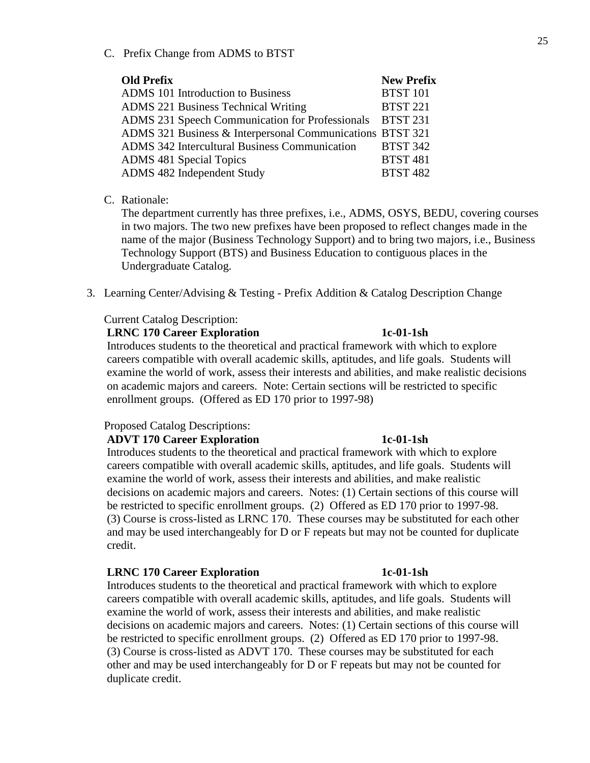C. Prefix Change from ADMS to BTST

| Old Prefix | New Prefix |
|---|---|
| ADMS 101 Introduction to Business | BTST 101 |
| ADMS 221 Business Technical Writing | BTST 221 |
| ADMS 231 Speech Communication for Professionals | BTST 231 |
| ADMS 321 Business & Interpersonal Communications | BTST 321 |
| ADMS 342 Intercultural Business Communication | BTST 342 |
| ADMS 481 Special Topics | BTST 481 |
| ADMS 482 Independent Study | BTST 482 |

C. Rationale:

The department currently has three prefixes, i.e., ADMS, OSYS, BEDU, covering courses in two majors. The two new prefixes have been proposed to reflect changes made in the name of the major (Business Technology Support) and to bring two majors, i.e., Business Technology Support (BTS) and Business Education to contiguous places in the Undergraduate Catalog.

3. Learning Center/Advising & Testing - Prefix Addition & Catalog Description Change

Current Catalog Description:

**LRNC 170 Career Exploration** **1c-01-1sh**

Introduces students to the theoretical and practical framework with which to explore careers compatible with overall academic skills, aptitudes, and life goals. Students will examine the world of work, assess their interests and abilities, and make realistic decisions on academic majors and careers. Note: Certain sections will be restricted to specific enrollment groups. (Offered as ED 170 prior to 1997-98)

Proposed Catalog Descriptions:

**ADVT 170 Career Exploration** **1c-01-1sh**

Introduces students to the theoretical and practical framework with which to explore careers compatible with overall academic skills, aptitudes, and life goals. Students will examine the world of work, assess their interests and abilities, and make realistic decisions on academic majors and careers. Notes: (1) Certain sections of this course will be restricted to specific enrollment groups. (2) Offered as ED 170 prior to 1997-98. (3) Course is cross-listed as LRNC 170. These courses may be substituted for each other and may be used interchangeably for D or F repeats but may not be counted for duplicate credit.

**LRNC 170 Career Exploration** **1c-01-1sh**

Introduces students to the theoretical and practical framework with which to explore careers compatible with overall academic skills, aptitudes, and life goals. Students will examine the world of work, assess their interests and abilities, and make realistic decisions on academic majors and careers. Notes: (1) Certain sections of this course will be restricted to specific enrollment groups. (2) Offered as ED 170 prior to 1997-98. (3) Course is cross-listed as ADVT 170. These courses may be substituted for each other and may be used interchangeably for D or F repeats but may not be counted for duplicate credit.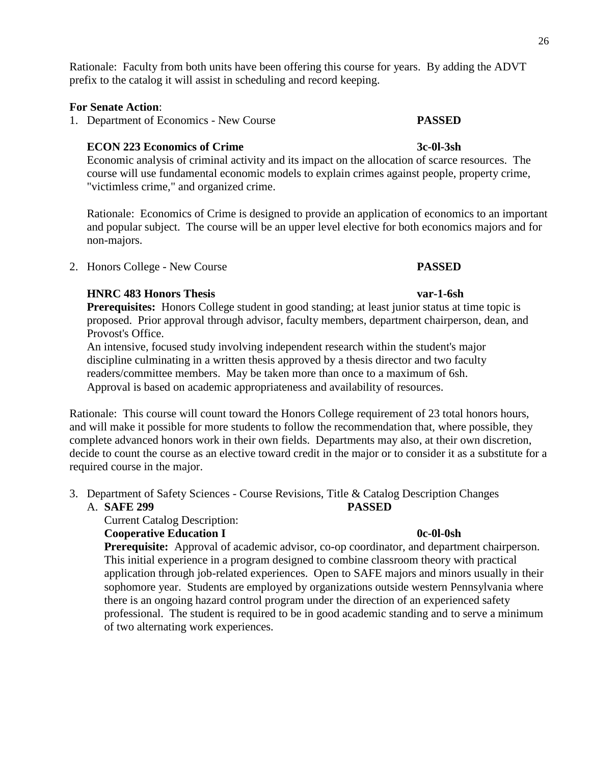Rationale: Faculty from both units have been offering this course for years. By adding the ADVT prefix to the catalog it will assist in scheduling and record keeping.

**For Senate Action**:

1. Department of Economics - New Course **PASSED**

   **ECON 223 Economics of Crime** **3c-0l-3sh**
   Economic analysis of criminal activity and its impact on the allocation of scarce resources. The course will use fundamental economic models to explain crimes against people, property crime, "victimless crime," and organized crime.

   Rationale: Economics of Crime is designed to provide an application of economics to an important and popular subject. The course will be an upper level elective for both economics majors and for non-majors.

2. Honors College - New Course **PASSED**

   **HNRC 483 Honors Thesis** **var-1-6sh**
   **Prerequisites:** Honors College student in good standing; at least junior status at time topic is proposed. Prior approval through advisor, faculty members, department chairperson, dean, and Provost's Office.
   An intensive, focused study involving independent research within the student's major discipline culminating in a written thesis approved by a thesis director and two faculty readers/committee members. May be taken more than once to a maximum of 6sh.
   Approval is based on academic appropriateness and availability of resources.

Rationale: This course will count toward the Honors College requirement of 23 total honors hours, and will make it possible for more students to follow the recommendation that, where possible, they complete advanced honors work in their own fields. Departments may also, at their own discretion, decide to count the course as an elective toward credit in the major or to consider it as a substitute for a required course in the major.

3. Department of Safety Sciences - Course Revisions, Title & Catalog Description Changes

   A. **SAFE 299** **PASSED**

   Current Catalog Description:
   **Cooperative Education I** **0c-0l-0sh**
   **Prerequisite:** Approval of academic advisor, co-op coordinator, and department chairperson. This initial experience in a program designed to combine classroom theory with practical application through job-related experiences. Open to SAFE majors and minors usually in their sophomore year. Students are employed by organizations outside western Pennsylvania where there is an ongoing hazard control program under the direction of an experienced safety professional. The student is required to be in good academic standing and to serve a minimum of two alternating work experiences.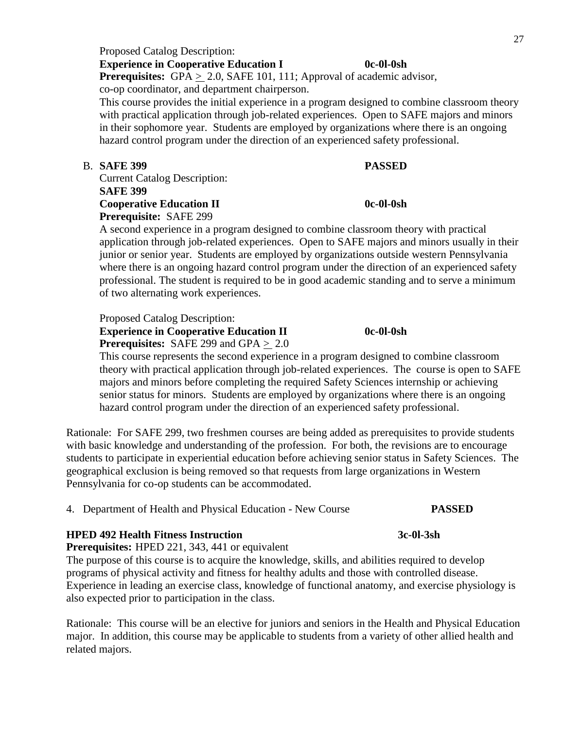Proposed Catalog Description:

**Experience in Cooperative Education I** **0c-0l-0sh**

**Prerequisites:** GPA $\geq$ 2.0, SAFE 101, 111; Approval of academic advisor, co-op coordinator, and department chairperson.

This course provides the initial experience in a program designed to combine classroom theory with practical application through job-related experiences. Open to SAFE majors and minors in their sophomore year. Students are employed by organizations where there is an ongoing hazard control program under the direction of an experienced safety professional.

B. **SAFE 399** **PASSED**

Current Catalog Description:

**SAFE 399**

**Cooperative Education II** **0c-0l-0sh**

**Prerequisite:** SAFE 299

A second experience in a program designed to combine classroom theory with practical application through job-related experiences. Open to SAFE majors and minors usually in their junior or senior year. Students are employed by organizations outside western Pennsylvania where there is an ongoing hazard control program under the direction of an experienced safety professional. The student is required to be in good academic standing and to serve a minimum of two alternating work experiences.

Proposed Catalog Description:

**Experience in Cooperative Education II** **0c-0l-0sh**

**Prerequisites:** SAFE 299 and GPA $\geq$ 2.0

This course represents the second experience in a program designed to combine classroom theory with practical application through job-related experiences. The course is open to SAFE majors and minors before completing the required Safety Sciences internship or achieving senior status for minors. Students are employed by organizations where there is an ongoing hazard control program under the direction of an experienced safety professional.

Rationale: For SAFE 299, two freshmen courses are being added as prerequisites to provide students with basic knowledge and understanding of the profession. For both, the revisions are to encourage students to participate in experiential education before achieving senior status in Safety Sciences. The geographical exclusion is being removed so that requests from large organizations in Western Pennsylvania for co-op students can be accommodated.

4. Department of Health and Physical Education - New Course **PASSED**

**HPED 492 Health Fitness Instruction** **3c-0l-3sh**

**Prerequisites:** HPED 221, 343, 441 or equivalent

The purpose of this course is to acquire the knowledge, skills, and abilities required to develop programs of physical activity and fitness for healthy adults and those with controlled disease. Experience in leading an exercise class, knowledge of functional anatomy, and exercise physiology is also expected prior to participation in the class.

Rationale: This course will be an elective for juniors and seniors in the Health and Physical Education major. In addition, this course may be applicable to students from a variety of other allied health and related majors.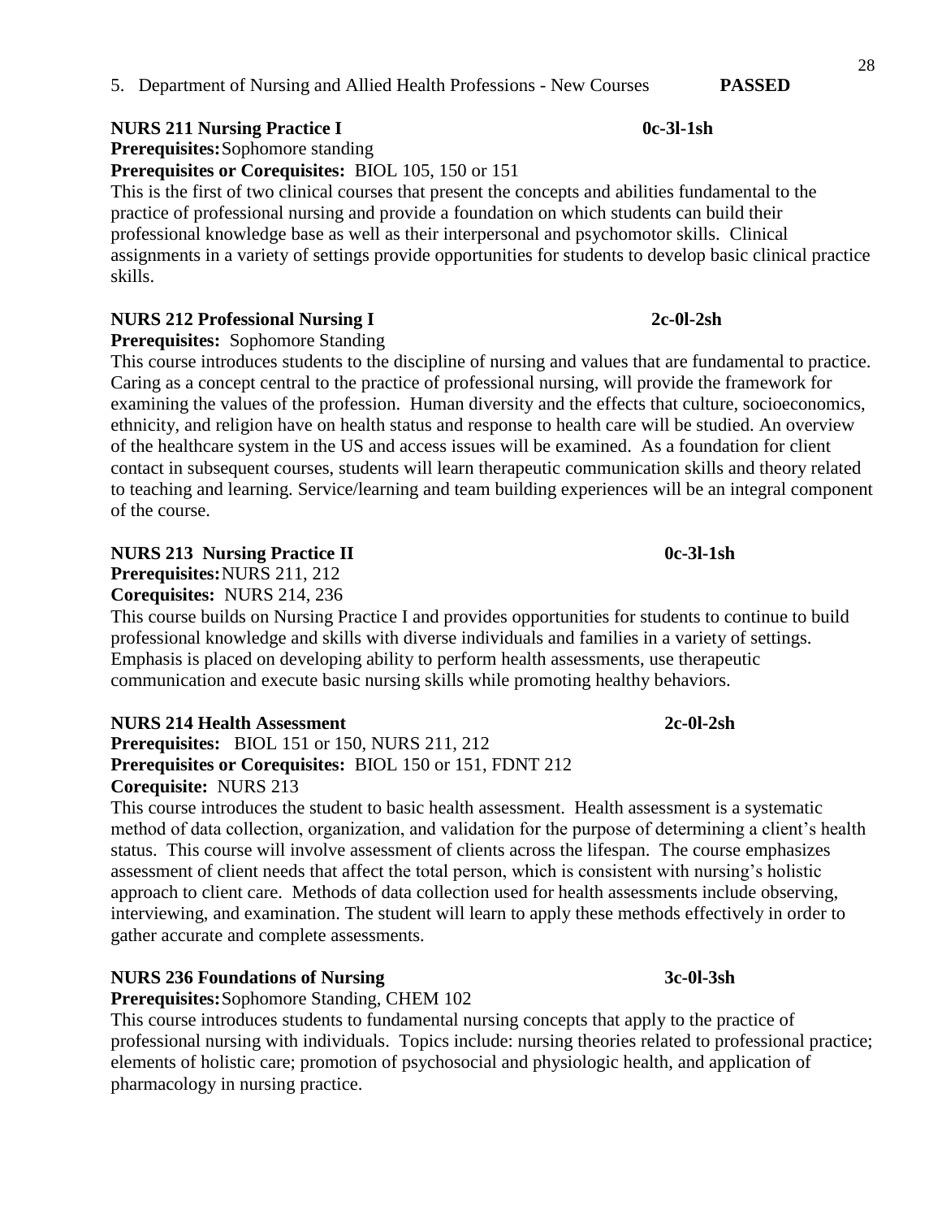5. Department of Nursing and Allied Health Professions - New Courses **PASSED**

**NURS 211 Nursing Practice I** **0c-3l-1sh**

**Prerequisites:** Sophomore standing

**Prerequisites or Corequisites:** BIOL 105, 150 or 151

This is the first of two clinical courses that present the concepts and abilities fundamental to the practice of professional nursing and provide a foundation on which students can build their professional knowledge base as well as their interpersonal and psychomotor skills. Clinical assignments in a variety of settings provide opportunities for students to develop basic clinical practice skills.

**NURS 212 Professional Nursing I** **2c-0l-2sh**

**Prerequisites:** Sophomore Standing

This course introduces students to the discipline of nursing and values that are fundamental to practice. Caring as a concept central to the practice of professional nursing, will provide the framework for examining the values of the profession. Human diversity and the effects that culture, socioeconomics, ethnicity, and religion have on health status and response to health care will be studied. An overview of the healthcare system in the US and access issues will be examined. As a foundation for client contact in subsequent courses, students will learn therapeutic communication skills and theory related to teaching and learning. Service/learning and team building experiences will be an integral component of the course.

**NURS 213 Nursing Practice II** **0c-3l-1sh**

**Prerequisites:** NURS 211, 212

**Corequisites:** NURS 214, 236

This course builds on Nursing Practice I and provides opportunities for students to continue to build professional knowledge and skills with diverse individuals and families in a variety of settings. Emphasis is placed on developing ability to perform health assessments, use therapeutic communication and execute basic nursing skills while promoting healthy behaviors.

**NURS 214 Health Assessment** **2c-0l-2sh**

**Prerequisites:** BIOL 151 or 150, NURS 211, 212

**Prerequisites or Corequisites:** BIOL 150 or 151, FDNT 212

**Corequisite:** NURS 213

This course introduces the student to basic health assessment. Health assessment is a systematic method of data collection, organization, and validation for the purpose of determining a client's health status. This course will involve assessment of clients across the lifespan. The course emphasizes assessment of client needs that affect the total person, which is consistent with nursing's holistic approach to client care. Methods of data collection used for health assessments include observing, interviewing, and examination. The student will learn to apply these methods effectively in order to gather accurate and complete assessments.

**NURS 236 Foundations of Nursing** **3c-0l-3sh**

**Prerequisites:** Sophomore Standing, CHEM 102

This course introduces students to fundamental nursing concepts that apply to the practice of professional nursing with individuals. Topics include: nursing theories related to professional practice; elements of holistic care; promotion of psychosocial and physiologic health, and application of pharmacology in nursing practice.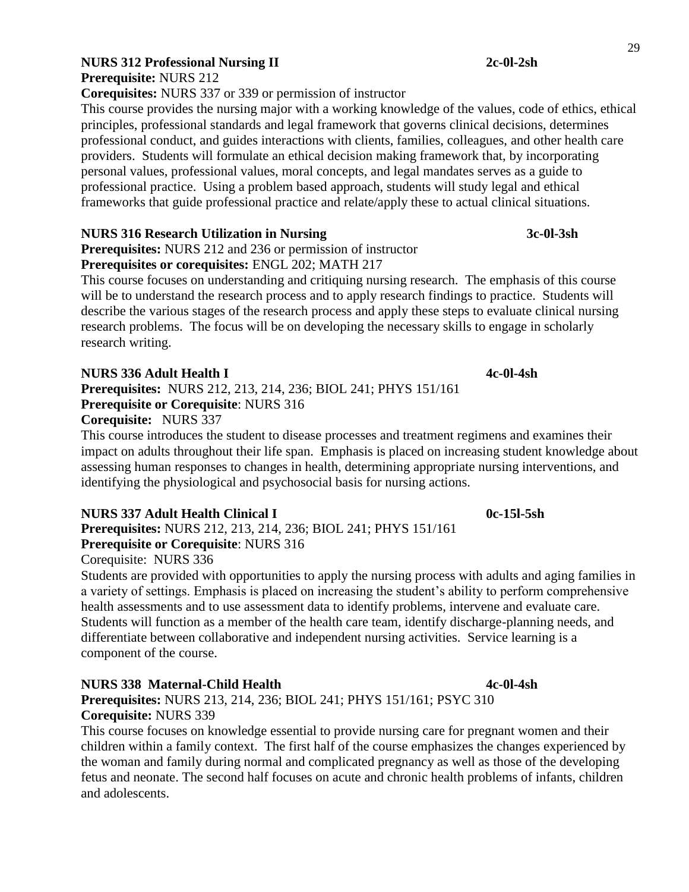**NURS 312 Professional Nursing II** **2c-0l-2sh**

**Prerequisite:** NURS 212

**Corequisites:** NURS 337 or 339 or permission of instructor

This course provides the nursing major with a working knowledge of the values, code of ethics, ethical principles, professional standards and legal framework that governs clinical decisions, determines professional conduct, and guides interactions with clients, families, colleagues, and other health care providers. Students will formulate an ethical decision making framework that, by incorporating personal values, professional values, moral concepts, and legal mandates serves as a guide to professional practice. Using a problem based approach, students will study legal and ethical frameworks that guide professional practice and relate/apply these to actual clinical situations.

**NURS 316 Research Utilization in Nursing** **3c-0l-3sh**

**Prerequisites:** NURS 212 and 236 or permission of instructor

**Prerequisites or corequisites:** ENGL 202; MATH 217

This course focuses on understanding and critiquing nursing research. The emphasis of this course will be to understand the research process and to apply research findings to practice. Students will describe the various stages of the research process and apply these steps to evaluate clinical nursing research problems. The focus will be on developing the necessary skills to engage in scholarly research writing.

**NURS 336 Adult Health I** **4c-0l-4sh**

**Prerequisites:** NURS 212, 213, 214, 236; BIOL 241; PHYS 151/161

**Prerequisite or Corequisite**: NURS 316

**Corequisite:** NURS 337

This course introduces the student to disease processes and treatment regimens and examines their impact on adults throughout their life span. Emphasis is placed on increasing student knowledge about assessing human responses to changes in health, determining appropriate nursing interventions, and identifying the physiological and psychosocial basis for nursing actions.

**NURS 337 Adult Health Clinical I** **0c-15l-5sh**

**Prerequisites:** NURS 212, 213, 214, 236; BIOL 241; PHYS 151/161

**Prerequisite or Corequisite**: NURS 316

Corequisite: NURS 336

Students are provided with opportunities to apply the nursing process with adults and aging families in a variety of settings. Emphasis is placed on increasing the student's ability to perform comprehensive health assessments and to use assessment data to identify problems, intervene and evaluate care. Students will function as a member of the health care team, identify discharge-planning needs, and differentiate between collaborative and independent nursing activities. Service learning is a component of the course.

**NURS 338 Maternal-Child Health** **4c-0l-4sh**

**Prerequisites:** NURS 213, 214, 236; BIOL 241; PHYS 151/161; PSYC 310

**Corequisite:** NURS 339

This course focuses on knowledge essential to provide nursing care for pregnant women and their children within a family context. The first half of the course emphasizes the changes experienced by the woman and family during normal and complicated pregnancy as well as those of the developing fetus and neonate. The second half focuses on acute and chronic health problems of infants, children and adolescents.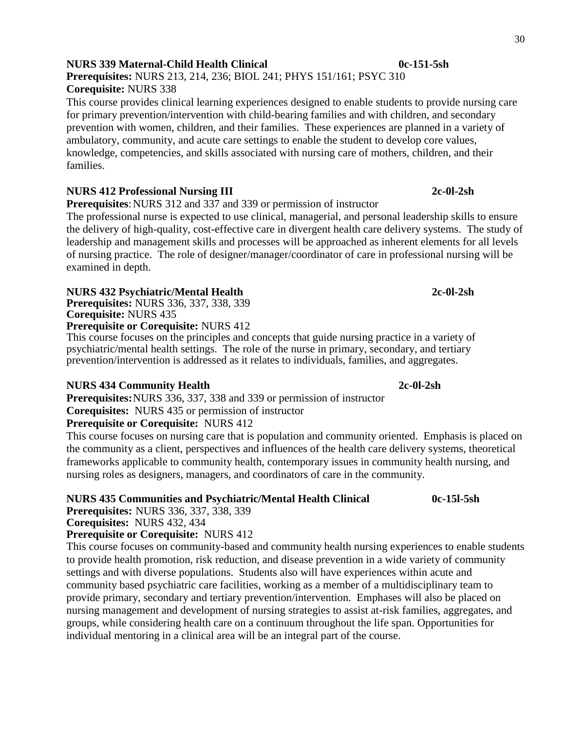**NURS 339 Maternal-Child Health Clinical** **0c-151-5sh**
**Prerequisites:** NURS 213, 214, 236; BIOL 241; PHYS 151/161; PSYC 310
**Corequisite:** NURS 338

This course provides clinical learning experiences designed to enable students to provide nursing care for primary prevention/intervention with child-bearing families and with children, and secondary prevention with women, children, and their families. These experiences are planned in a variety of ambulatory, community, and acute care settings to enable the student to develop core values, knowledge, competencies, and skills associated with nursing care of mothers, children, and their families.

**NURS 412 Professional Nursing III** **2c-0l-2sh**
**Prerequisites**: NURS 312 and 337 and 339 or permission of instructor

The professional nurse is expected to use clinical, managerial, and personal leadership skills to ensure the delivery of high-quality, cost-effective care in divergent health care delivery systems. The study of leadership and management skills and processes will be approached as inherent elements for all levels of nursing practice. The role of designer/manager/coordinator of care in professional nursing will be examined in depth.

**NURS 432 Psychiatric/Mental Health** **2c-0l-2sh**
**Prerequisites:** NURS 336, 337, 338, 339
**Corequisite:** NURS 435
**Prerequisite or Corequisite:** NURS 412

This course focuses on the principles and concepts that guide nursing practice in a variety of psychiatric/mental health settings. The role of the nurse in primary, secondary, and tertiary prevention/intervention is addressed as it relates to individuals, families, and aggregates.

**NURS 434 Community Health** **2c-0l-2sh**
**Prerequisites:** NURS 336, 337, 338 and 339 or permission of instructor
**Corequisites:** NURS 435 or permission of instructor
**Prerequisite or Corequisite:** NURS 412

This course focuses on nursing care that is population and community oriented. Emphasis is placed on the community as a client, perspectives and influences of the health care delivery systems, theoretical frameworks applicable to community health, contemporary issues in community health nursing, and nursing roles as designers, managers, and coordinators of care in the community.

**NURS 435 Communities and Psychiatric/Mental Health Clinical** **0c-15l-5sh**
**Prerequisites:** NURS 336, 337, 338, 339
**Corequisites:** NURS 432, 434
**Prerequisite or Corequisite:** NURS 412

This course focuses on community-based and community health nursing experiences to enable students to provide health promotion, risk reduction, and disease prevention in a wide variety of community settings and with diverse populations. Students also will have experiences within acute and community based psychiatric care facilities, working as a member of a multidisciplinary team to provide primary, secondary and tertiary prevention/intervention. Emphases will also be placed on nursing management and development of nursing strategies to assist at-risk families, aggregates, and groups, while considering health care on a continuum throughout the life span. Opportunities for individual mentoring in a clinical area will be an integral part of the course.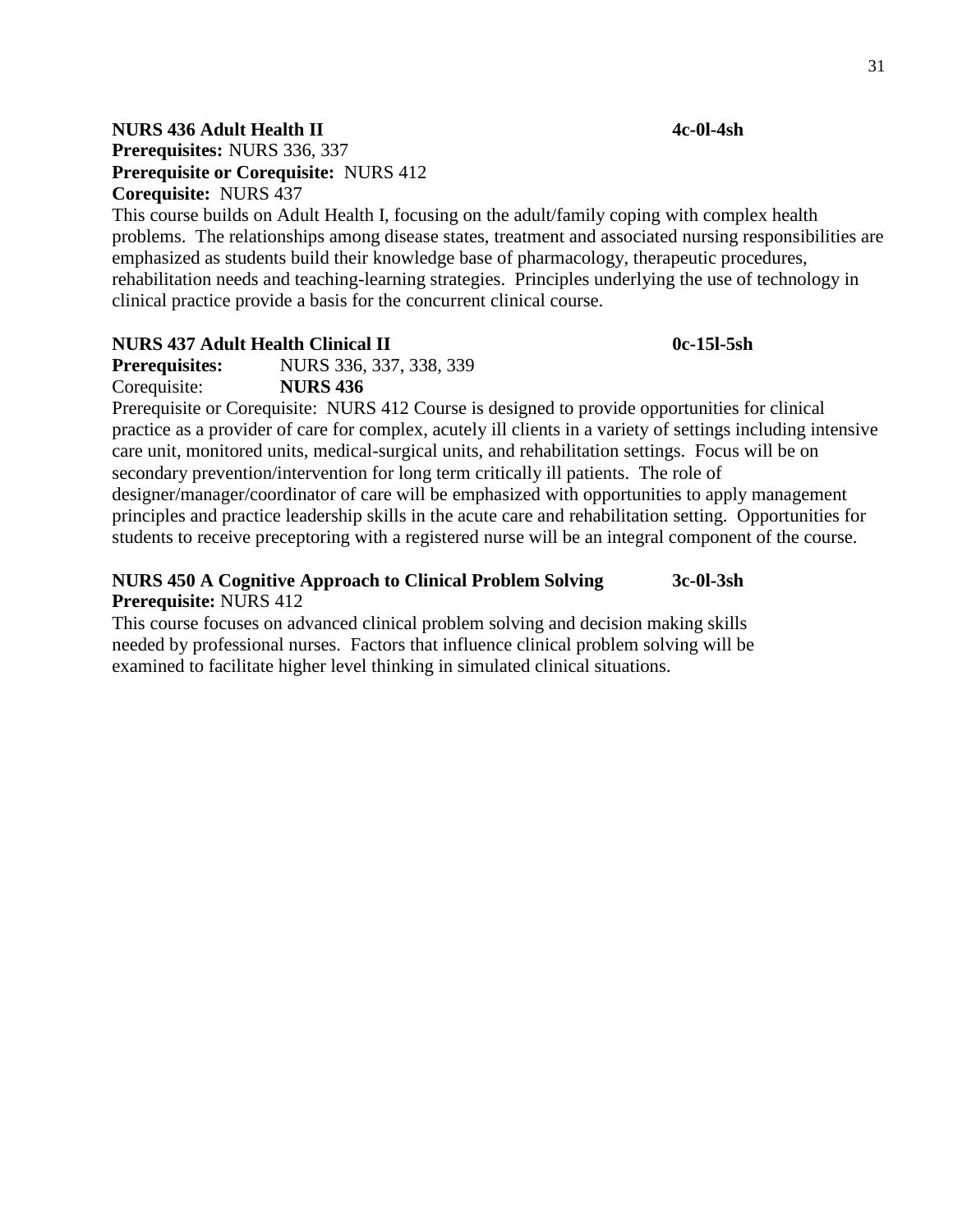**NURS 436 Adult Health II** **4c-0l-4sh**
**Prerequisites:** NURS 336, 337
**Prerequisite or Corequisite:** NURS 412
**Corequisite:** NURS 437
This course builds on Adult Health I, focusing on the adult/family coping with complex health problems. The relationships among disease states, treatment and associated nursing responsibilities are emphasized as students build their knowledge base of pharmacology, therapeutic procedures, rehabilitation needs and teaching-learning strategies. Principles underlying the use of technology in clinical practice provide a basis for the concurrent clinical course.

**NURS 437 Adult Health Clinical II** **0c-15l-5sh**
**Prerequisites:** NURS 336, 337, 338, 339
Corequisite: **NURS 436**
Prerequisite or Corequisite: NURS 412 Course is designed to provide opportunities for clinical practice as a provider of care for complex, acutely ill clients in a variety of settings including intensive care unit, monitored units, medical-surgical units, and rehabilitation settings. Focus will be on secondary prevention/intervention for long term critically ill patients. The role of designer/manager/coordinator of care will be emphasized with opportunities to apply management principles and practice leadership skills in the acute care and rehabilitation setting. Opportunities for students to receive preceptoring with a registered nurse will be an integral component of the course.

**NURS 450 A Cognitive Approach to Clinical Problem Solving** **3c-0l-3sh**
**Prerequisite:** NURS 412
This course focuses on advanced clinical problem solving and decision making skills needed by professional nurses. Factors that influence clinical problem solving will be examined to facilitate higher level thinking in simulated clinical situations.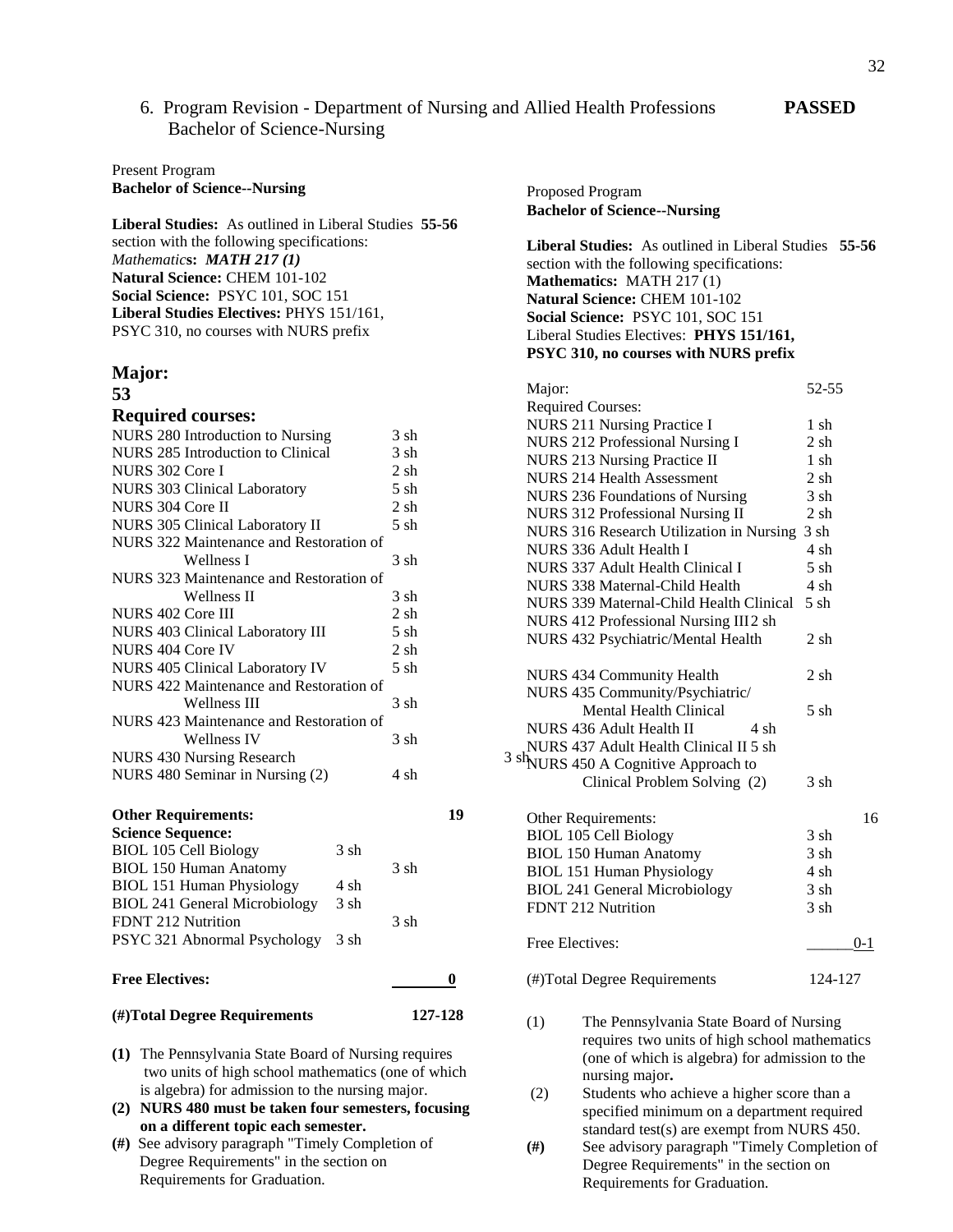6. Program Revision - Department of Nursing and Allied Health Professions **PASSED**
Bachelor of Science-Nursing

Present Program
**Bachelor of Science--Nursing**

**Liberal Studies:** As outlined in Liberal Studies section with the following specifications: **55-56**
*Mathematic***s:** ***MATH 217 (1)***
**Natural Science:** CHEM 101-102
**Social Science:** PSYC 101, SOC 151
**Liberal Studies Electives:** PHYS 151/161, PSYC 310, no courses with NURS prefix

## Major: 53

### Required courses:

| Course | | Credits |
|---|---|---|
| NURS 280 Introduction to Nursing | | 3 sh |
| NURS 285 Introduction to Clinical | | 3 sh |
| NURS 302 Core I | | 2 sh |
| NURS 303 Clinical Laboratory | | 5 sh |
| NURS 304 Core II | | 2 sh |
| NURS 305 Clinical Laboratory II | | 5 sh |
| NURS 322 Maintenance and Restoration of Wellness I | | 3 sh |
| NURS 323 Maintenance and Restoration of Wellness II | | 3 sh |
| NURS 402 Core III | | 2 sh |
| NURS 403 Clinical Laboratory III | | 5 sh |
| NURS 404 Core IV | | 2 sh |
| NURS 405 Clinical Laboratory IV | | 5 sh |
| NURS 422 Maintenance and Restoration of Wellness III | | 3 sh |
| NURS 423 Maintenance and Restoration of Wellness IV | | 3 sh |
| NURS 430 Nursing Research | | 3 sh |
| NURS 480 Seminar in Nursing (2) | | 4 sh |

**Other Requirements: 19**

| **Science Sequence:** | | |
|---|---|---|
| BIOL 105 Cell Biology | 3 sh | |
| BIOL 150 Human Anatomy | | 3 sh |
| BIOL 151 Human Physiology | 4 sh | |
| BIOL 241 General Microbiology | 3 sh | |
| FDNT 212 Nutrition | | 3 sh |
| PSYC 321 Abnormal Psychology | 3 sh | |

**Free Electives: 0**

**(#)Total Degree Requirements 127-128**

**(1)** The Pennsylvania State Board of Nursing requires two units of high school mathematics (one of which is algebra) for admission to the nursing major.
**(2) NURS 480 must be taken four semesters, focusing on a different topic each semester.**
**(#)** See advisory paragraph "Timely Completion of Degree Requirements" in the section on Requirements for Graduation.

Proposed Program
**Bachelor of Science--Nursing**

**Liberal Studies:** As outlined in Liberal Studies section with the following specifications: **55-56**
**Mathematics:** MATH 217 (1)
**Natural Science:** CHEM 101-102
**Social Science:** PSYC 101, SOC 151
Liberal Studies Electives: **PHYS 151/161, PSYC 310, no courses with NURS prefix**

| Major: | 52-55 |
|---|---|
| Required Courses: | |
| NURS 211 Nursing Practice I | 1 sh |
| NURS 212 Professional Nursing I | 2 sh |
| NURS 213 Nursing Practice II | 1 sh |
| NURS 214 Health Assessment | 2 sh |
| NURS 236 Foundations of Nursing | 3 sh |
| NURS 312 Professional Nursing II | 2 sh |
| NURS 316 Research Utilization in Nursing | 3 sh |
| NURS 336 Adult Health I | 4 sh |
| NURS 337 Adult Health Clinical I | 5 sh |
| NURS 338 Maternal-Child Health | 4 sh |
| NURS 339 Maternal-Child Health Clinical | 5 sh |
| NURS 412 Professional Nursing III | 2 sh |
| NURS 432 Psychiatric/Mental Health | 2 sh |
| NURS 434 Community Health | 2 sh |
| NURS 435 Community/Psychiatric/ Mental Health Clinical | 5 sh |
| NURS 436 Adult Health II | 4 sh |
| NURS 437 Adult Health Clinical II | 5 sh |
| NURS 450 A Cognitive Approach to Clinical Problem Solving (2) | 3 sh |

| Other Requirements: | 16 |
|---|---|
| BIOL 105 Cell Biology | 3 sh |
| BIOL 150 Human Anatomy | 3 sh |
| BIOL 151 Human Physiology | 4 sh |
| BIOL 241 General Microbiology | 3 sh |
| FDNT 212 Nutrition | 3 sh |

Free Electives: 0-1

(#)Total Degree Requirements 124-127

(1) The Pennsylvania State Board of Nursing requires two units of high school mathematics (one of which is algebra) for admission to the nursing major**.**
(2) Students who achieve a higher score than a specified minimum on a department required standard test(s) are exempt from NURS 450.
**(#)** See advisory paragraph "Timely Completion of Degree Requirements" in the section on Requirements for Graduation.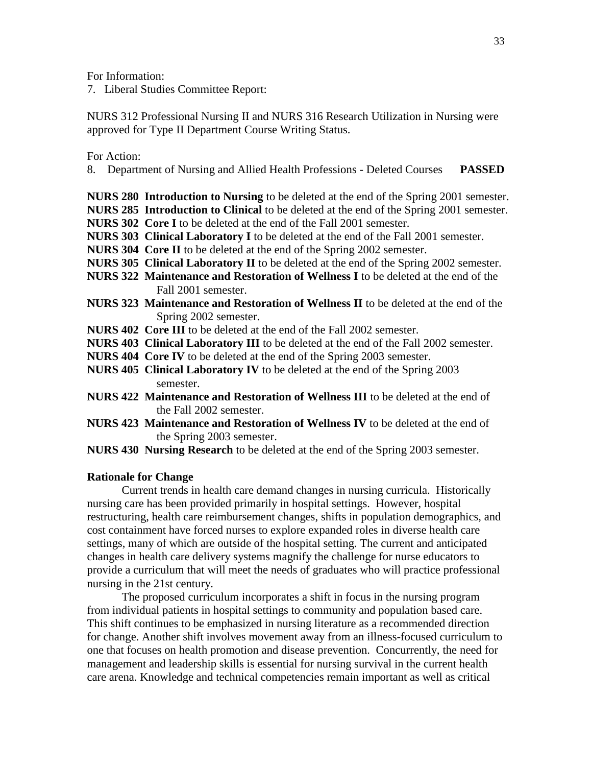For Information:

7. Liberal Studies Committee Report:

NURS 312 Professional Nursing II and NURS 316 Research Utilization in Nursing were approved for Type II Department Course Writing Status.

For Action:

8. Department of Nursing and Allied Health Professions - Deleted Courses **PASSED**

**NURS 280 Introduction to Nursing** to be deleted at the end of the Spring 2001 semester.
**NURS 285 Introduction to Clinical** to be deleted at the end of the Spring 2001 semester.
**NURS 302 Core I** to be deleted at the end of the Fall 2001 semester.
**NURS 303 Clinical Laboratory I** to be deleted at the end of the Fall 2001 semester.
**NURS 304 Core II** to be deleted at the end of the Spring 2002 semester.
**NURS 305 Clinical Laboratory II** to be deleted at the end of the Spring 2002 semester.
**NURS 322 Maintenance and Restoration of Wellness I** to be deleted at the end of the Fall 2001 semester.
**NURS 323 Maintenance and Restoration of Wellness II** to be deleted at the end of the Spring 2002 semester.
**NURS 402 Core III** to be deleted at the end of the Fall 2002 semester.
**NURS 403 Clinical Laboratory III** to be deleted at the end of the Fall 2002 semester.
**NURS 404 Core IV** to be deleted at the end of the Spring 2003 semester.
**NURS 405 Clinical Laboratory IV** to be deleted at the end of the Spring 2003 semester.
**NURS 422 Maintenance and Restoration of Wellness III** to be deleted at the end of the Fall 2002 semester.
**NURS 423 Maintenance and Restoration of Wellness IV** to be deleted at the end of the Spring 2003 semester.
**NURS 430 Nursing Research** to be deleted at the end of the Spring 2003 semester.

**Rationale for Change**

Current trends in health care demand changes in nursing curricula. Historically nursing care has been provided primarily in hospital settings. However, hospital restructuring, health care reimbursement changes, shifts in population demographics, and cost containment have forced nurses to explore expanded roles in diverse health care settings, many of which are outside of the hospital setting. The current and anticipated changes in health care delivery systems magnify the challenge for nurse educators to provide a curriculum that will meet the needs of graduates who will practice professional nursing in the 21st century.

The proposed curriculum incorporates a shift in focus in the nursing program from individual patients in hospital settings to community and population based care. This shift continues to be emphasized in nursing literature as a recommended direction for change. Another shift involves movement away from an illness-focused curriculum to one that focuses on health promotion and disease prevention. Concurrently, the need for management and leadership skills is essential for nursing survival in the current health care arena. Knowledge and technical competencies remain important as well as critical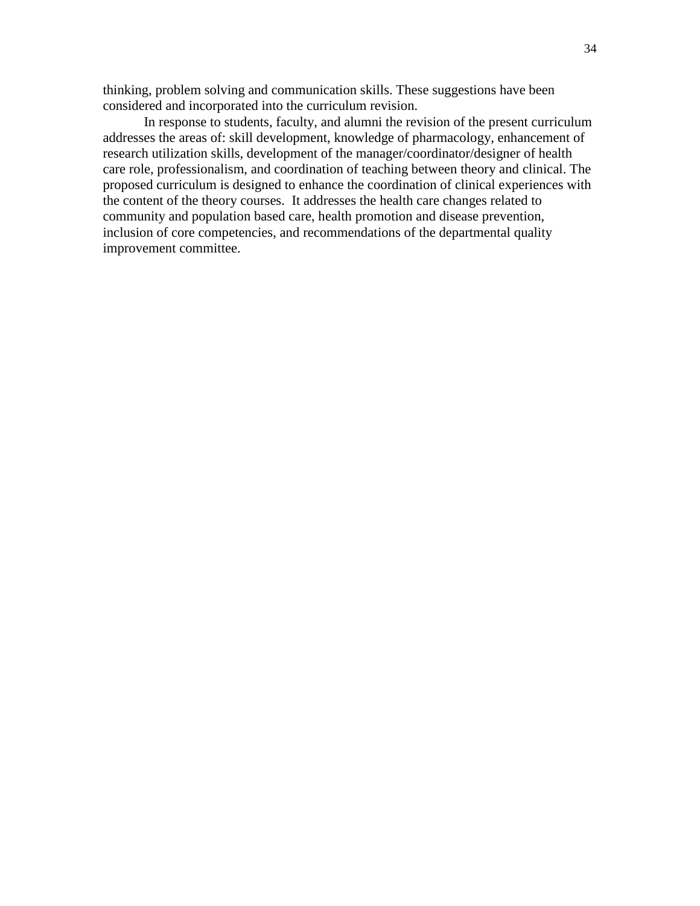thinking, problem solving and communication skills. These suggestions have been considered and incorporated into the curriculum revision.

In response to students, faculty, and alumni the revision of the present curriculum addresses the areas of: skill development, knowledge of pharmacology, enhancement of research utilization skills, development of the manager/coordinator/designer of health care role, professionalism, and coordination of teaching between theory and clinical. The proposed curriculum is designed to enhance the coordination of clinical experiences with the content of the theory courses. It addresses the health care changes related to community and population based care, health promotion and disease prevention, inclusion of core competencies, and recommendations of the departmental quality improvement committee.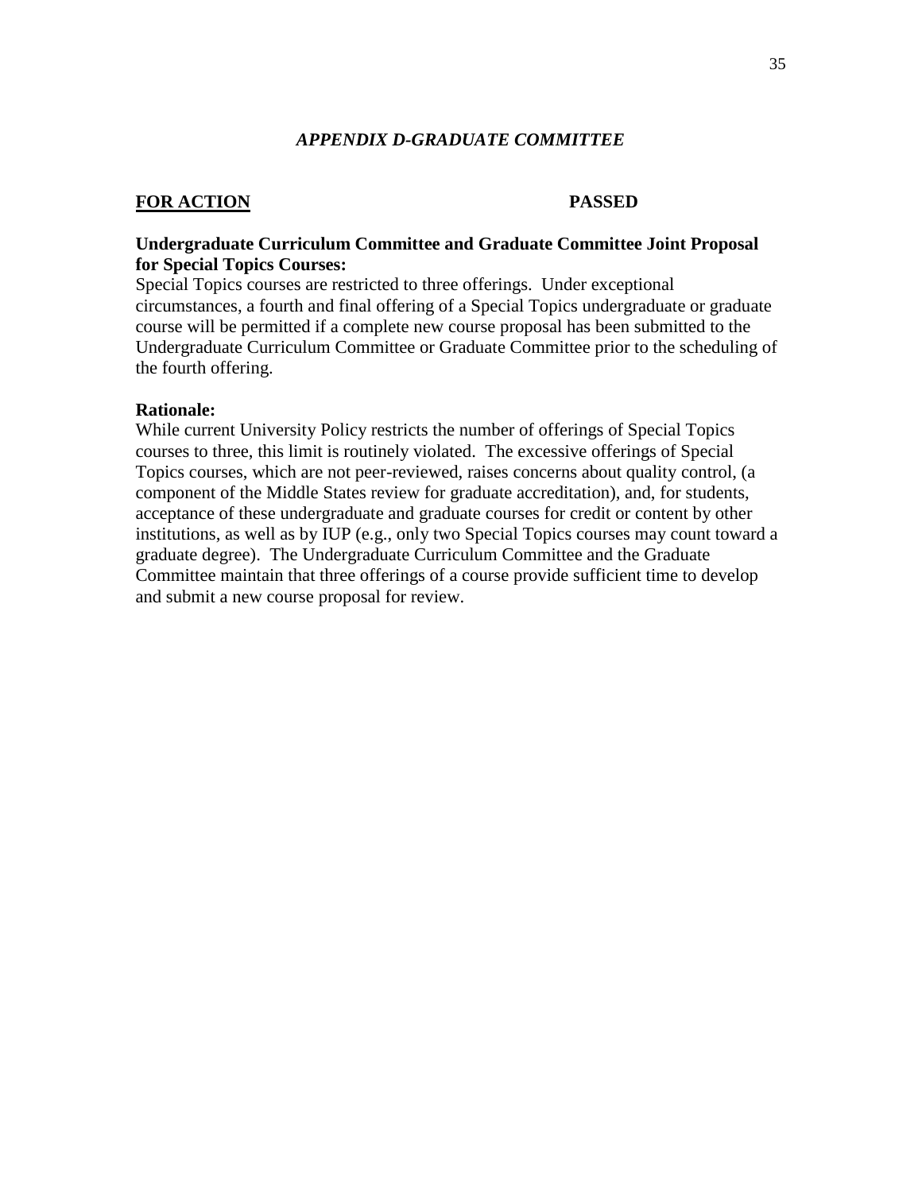## *APPENDIX D-GRADUATE COMMITTEE*

**FOR ACTION** **PASSED**

**Undergraduate Curriculum Committee and Graduate Committee Joint Proposal for Special Topics Courses:**

Special Topics courses are restricted to three offerings. Under exceptional circumstances, a fourth and final offering of a Special Topics undergraduate or graduate course will be permitted if a complete new course proposal has been submitted to the Undergraduate Curriculum Committee or Graduate Committee prior to the scheduling of the fourth offering.

**Rationale:**

While current University Policy restricts the number of offerings of Special Topics courses to three, this limit is routinely violated. The excessive offerings of Special Topics courses, which are not peer-reviewed, raises concerns about quality control, (a component of the Middle States review for graduate accreditation), and, for students, acceptance of these undergraduate and graduate courses for credit or content by other institutions, as well as by IUP (e.g., only two Special Topics courses may count toward a graduate degree). The Undergraduate Curriculum Committee and the Graduate Committee maintain that three offerings of a course provide sufficient time to develop and submit a new course proposal for review.